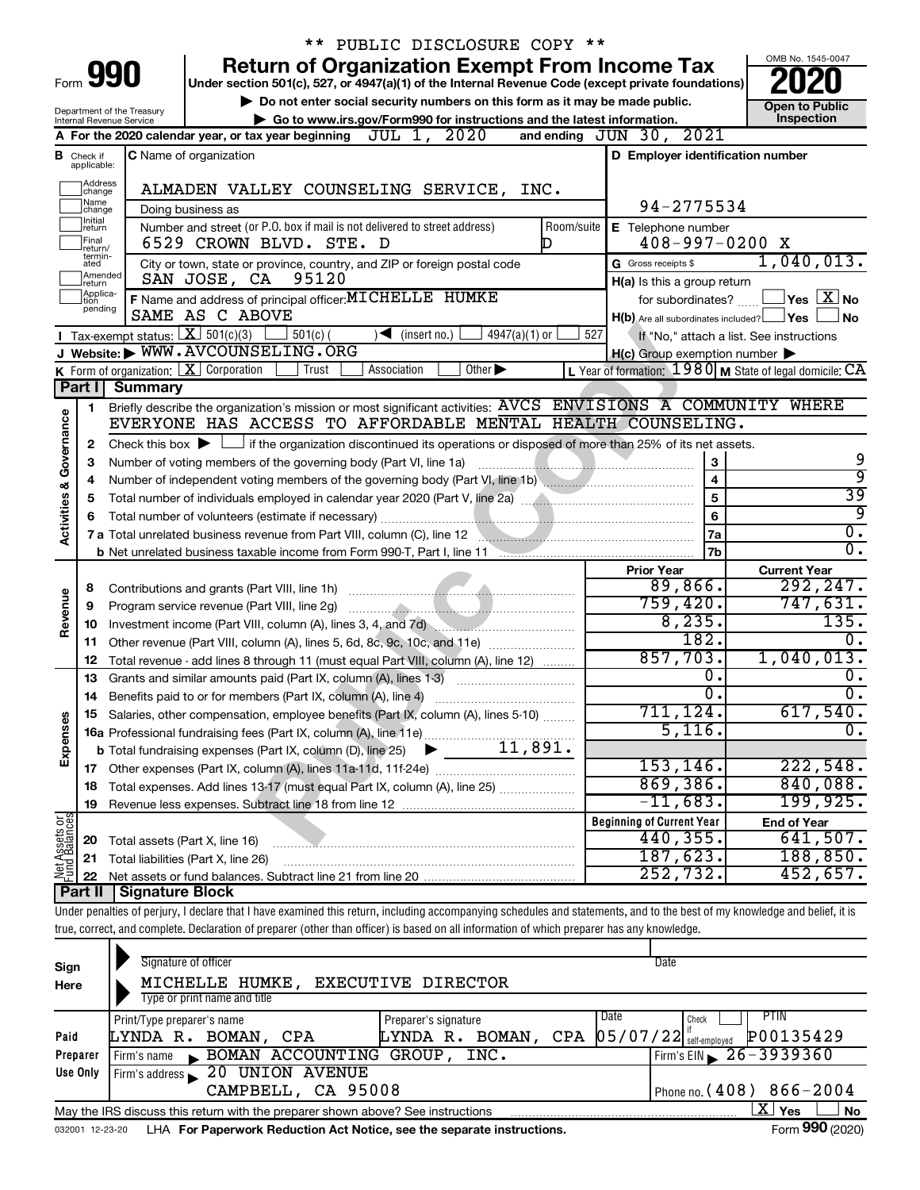** PUBLIC DISCLOSURE COPY **

# Form 990 — Return of Organization Exempt From Income Tax — 2020

Under section 501(c), 527, or 4947(a)(1) of the Internal Revenue Code (except private foundations)

▶ Do not enter social security numbers on this form as it may be made public.

▶ Go to www.irs.gov/Form990 for instructions and the latest information.

Department of the Treasury
Internal Revenue Service

OMB No. 1545-0047

Open to Public Inspection

**A** For the 2020 calendar year, or tax year beginning JUL 1, 2020 and ending JUN 30, 2021

**B** Check if applicable: Address change, Name change, Initial return, Final return/terminated, Amended return, Application pending

**C** Name of organization: ALMADEN VALLEY COUNSELING SERVICE, INC.

Doing business as

Number and street (or P.O. box if mail is not delivered to street address): 6529 CROWN BLVD. STE. D — Room/suite: D

City or town, state or province, country, and ZIP or foreign postal code: SAN JOSE, CA 95120

**D** Employer identification number: 94-2775534

**E** Telephone number: 408-997-0200 X

**G** Gross receipts $ 1,040,013.

**F** Name and address of principal officer: MICHELLE HUMKE, SAME AS C ABOVE

**H(a)** Is this a group return for subordinates? Yes [ ] No [X]

**H(b)** Are all subordinates included? Yes [ ] No [ ] — If "No," attach a list. See instructions

**H(c)** Group exemption number ▶

**I** Tax-exempt status: [X] 501(c)(3) [ ] 501(c) ( ) ◀ (insert no.) [ ] 4947(a)(1) or [ ] 527

**J** Website: ▶ WWW.AVCOUNSELING.ORG

**K** Form of organization: [X] Corporation [ ] Trust [ ] Association [ ] Other ▶

**L** Year of formation: 1980 **M** State of legal domicile: CA

## Part I Summary

**Activities & Governance**

1. Briefly describe the organization's mission or most significant activities: AVCS ENVISIONS A COMMUNITY WHERE EVERYONE HAS ACCESS TO AFFORDABLE MENTAL HEALTH COUNSELING.
2. Check this box ▶ [ ] if the organization discontinued its operations or disposed of more than 25% of its net assets.

| | | Line | |
|---|---|---|---|
| 3 | Number of voting members of the governing body (Part VI, line 1a) | 3 | 9 |
| 4 | Number of independent voting members of the governing body (Part VI, line 1b) | 4 | 9 |
| 5 | Total number of individuals employed in calendar year 2020 (Part V, line 2a) | 5 | 39 |
| 6 | Total number of volunteers (estimate if necessary) | 6 | 9 |
| 7a | Total unrelated business revenue from Part VIII, column (C), line 12 | 7a | 0. |
| 7b | Net unrelated business taxable income from Form 990-T, Part I, line 11 | 7b | 0. |

**Revenue / Expenses**

| | | Prior Year | Current Year |
|---|---|---|---|
| 8 | Contributions and grants (Part VIII, line 1h) | 89,866. | 292,247. |
| 9 | Program service revenue (Part VIII, line 2g) | 759,420. | 747,631. |
| 10 | Investment income (Part VIII, column (A), lines 3, 4, and 7d) | 8,235. | 135. |
| 11 | Other revenue (Part VIII, column (A), lines 5, 6d, 8c, 9c, 10c, and 11e) | 182. | 0. |
| 12 | Total revenue - add lines 8 through 11 (must equal Part VIII, column (A), line 12) | 857,703. | 1,040,013. |
| 13 | Grants and similar amounts paid (Part IX, column (A), lines 1-3) | 0. | 0. |
| 14 | Benefits paid to or for members (Part IX, column (A), line 4) | 0. | 0. |
| 15 | Salaries, other compensation, employee benefits (Part IX, column (A), lines 5-10) | 711,124. | 617,540. |
| 16a | Professional fundraising fees (Part IX, column (A), line 11e) | 5,116. | 0. |
| b | Total fundraising expenses (Part IX, column (D), line 25) ▶ 11,891. | | |
| 17 | Other expenses (Part IX, column (A), lines 11a-11d, 11f-24e) | 153,146. | 222,548. |
| 18 | Total expenses. Add lines 13-17 (must equal Part IX, column (A), line 25) | 869,386. | 840,088. |
| 19 | Revenue less expenses. Subtract line 18 from line 12 | -11,683. | 199,925. |

**Net Assets or Fund Balances**

| | | Beginning of Current Year | End of Year |
|---|---|---|---|
| 20 | Total assets (Part X, line 16) | 440,355. | 641,507. |
| 21 | Total liabilities (Part X, line 26) | 187,623. | 188,850. |
| 22 | Net assets or fund balances. Subtract line 21 from line 20 | 252,732. | 452,657. |

## Part II Signature Block

Under penalties of perjury, I declare that I have examined this return, including accompanying schedules and statements, and to the best of my knowledge and belief, it is true, correct, and complete. Declaration of preparer (other than officer) is based on all information of which preparer has any knowledge.

**Sign Here**

Signature of officer — Date

MICHELLE HUMKE, EXECUTIVE DIRECTOR
Type or print name and title

**Paid Preparer Use Only**

| Print/Type preparer's name | Preparer's signature | Date | Check if self-employed | PTIN |
|---|---|---|---|---|
| LYNDA R. BOMAN, CPA | LYNDA R. BOMAN, CPA | 05/07/22 | | P00135429 |

Firm's name ▶ BOMAN ACCOUNTING GROUP, INC. — Firm's EIN ▶ 26-3939360

Firm's address ▶ 20 UNION AVENUE, CAMPBELL, CA 95008 — Phone no. (408) 866-2004

May the IRS discuss this return with the preparer shown above? See instructions [X] Yes [ ] No

032001 12-23-20 LHA For Paperwork Reduction Act Notice, see the separate instructions. Form 990 (2020)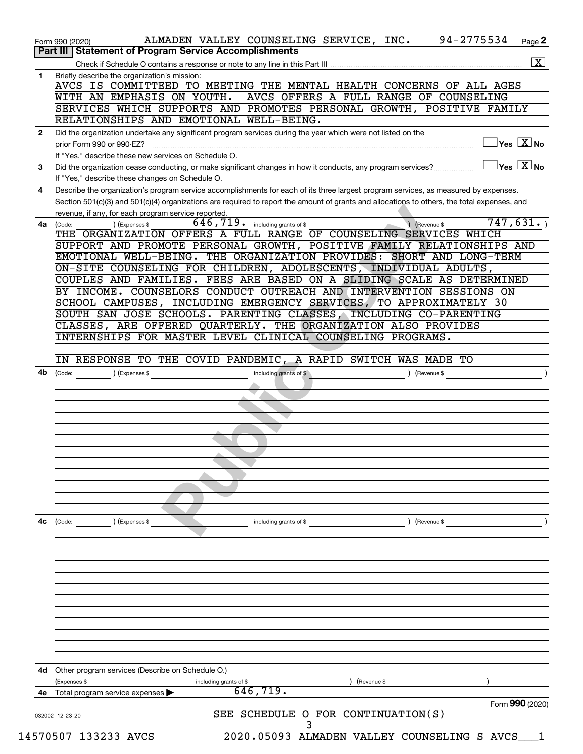Form 990 (2020) ALMADEN VALLEY COUNSELING SERVICE, INC. 94-2775534 Page 2

## Part III Statement of Program Service Accomplishments

Check if Schedule O contains a response or note to any line in this Part III .......... [X]

**1** Briefly describe the organization's mission:

AVCS IS COMMITTEED TO MEETING THE MENTAL HEALTH CONCERNS OF ALL AGES WITH AN EMPHASIS ON YOUTH. AVCS OFFERS A FULL RANGE OF COUNSELING SERVICES WHICH SUPPORTS AND PROMOTES PERSONAL GROWTH, POSITIVE FAMILY RELATIONSHIPS AND EMOTIONAL WELL-BEING.

**2** Did the organization undertake any significant program services during the year which were not listed on the prior Form 990 or 990-EZ? .......... [ ] Yes [X] No

If "Yes," describe these new services on Schedule O.

**3** Did the organization cease conducting, or make significant changes in how it conducts, any program services? .......... [ ] Yes [X] No

If "Yes," describe these changes on Schedule O.

**4** Describe the organization's program service accomplishments for each of its three largest program services, as measured by expenses. Section 501(c)(3) and 501(c)(4) organizations are required to report the amount of grants and allocations to others, the total expenses, and revenue, if any, for each program service reported.

**4a** (Code: ) (Expenses $ 646,719. including grants of $ ) (Revenue $ 747,631. )

THE ORGANIZATION OFFERS A FULL RANGE OF COUNSELING SERVICES WHICH SUPPORT AND PROMOTE PERSONAL GROWTH, POSITIVE FAMILY RELATIONSHIPS AND EMOTIONAL WELL-BEING. THE ORGANIZATION PROVIDES: SHORT AND LONG-TERM ON-SITE COUNSELING FOR CHILDREN, ADOLESCENTS, INDIVIDUAL ADULTS, COUPLES AND FAMILIES. FEES ARE BASED ON A SLIDING SCALE AS DETERMINED BY INCOME. COUNSELORS CONDUCT OUTREACH AND INTERVENTION SESSIONS ON SCHOOL CAMPUSES, INCLUDING EMERGENCY SERVICES, TO APPROXIMATELY 30 SOUTH SAN JOSE SCHOOLS. PARENTING CLASSES, INCLUDING CO-PARENTING CLASSES, ARE OFFERED QUARTERLY. THE ORGANIZATION ALSO PROVIDES INTERNSHIPS FOR MASTER LEVEL CLINICAL COUNSELING PROGRAMS.

IN RESPONSE TO THE COVID PANDEMIC, A RAPID SWITCH WAS MADE TO

**4b** (Code: ) (Expenses $ including grants of $ ) (Revenue $ )

**4c** (Code: ) (Expenses $ including grants of $ ) (Revenue $ )

**4d** Other program services (Describe on Schedule O.)

(Expenses $ including grants of $ ) (Revenue $ )

**4e** Total program service expenses ▶ 646,719.

Form 990 (2020)

SEE SCHEDULE O FOR CONTINUATION(S)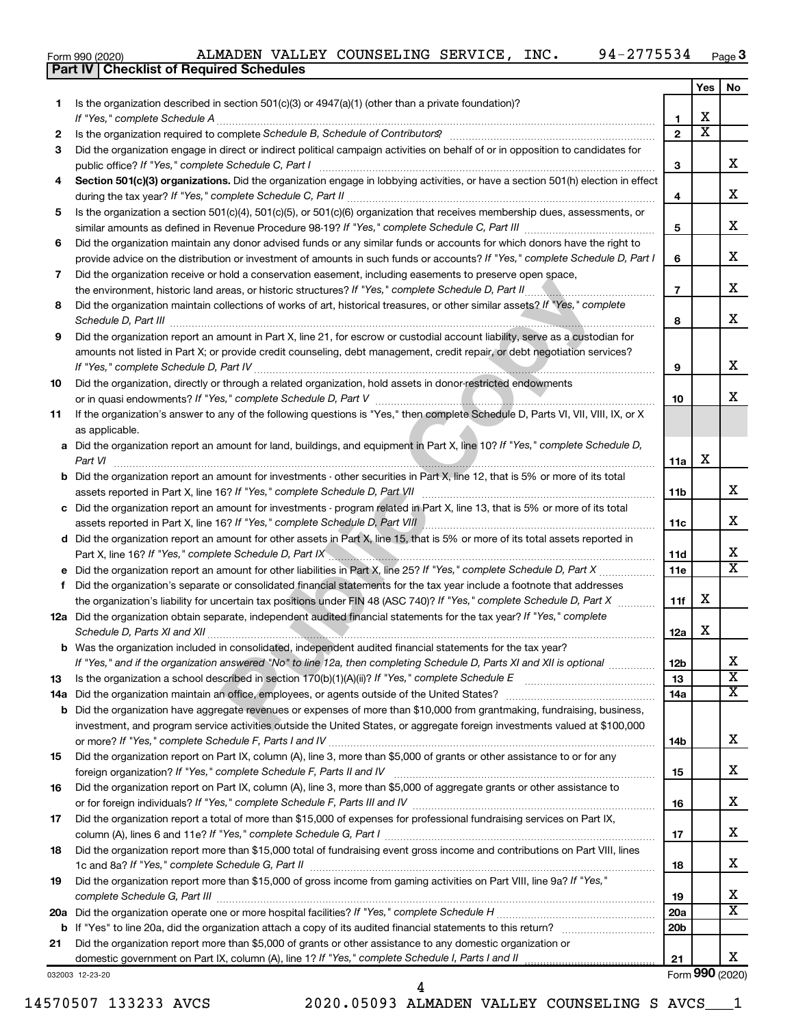Form 990 (2020) ALMADEN VALLEY COUNSELING SERVICE, INC. 94-2775534

## Part IV | Checklist of Required Schedules

| | | | Yes | No |
|---|---|---|---|---|
| 1 | Is the organization described in section 501(c)(3) or 4947(a)(1) (other than a private foundation)? *If "Yes," complete Schedule A* | 1 | X | |
| 2 | Is the organization required to complete *Schedule B, Schedule of Contributors*? | 2 | X | |
| 3 | Did the organization engage in direct or indirect political campaign activities on behalf of or in opposition to candidates for public office? *If "Yes," complete Schedule C, Part I* | 3 | | X |
| 4 | **Section 501(c)(3) organizations.** Did the organization engage in lobbying activities, or have a section 501(h) election in effect during the tax year? *If "Yes," complete Schedule C, Part II* | 4 | | X |
| 5 | Is the organization a section 501(c)(4), 501(c)(5), or 501(c)(6) organization that receives membership dues, assessments, or similar amounts as defined in Revenue Procedure 98-19? *If "Yes," complete Schedule C, Part III* | 5 | | X |
| 6 | Did the organization maintain any donor advised funds or any similar funds or accounts for which donors have the right to provide advice on the distribution or investment of amounts in such funds or accounts? *If "Yes," complete Schedule D, Part I* | 6 | | X |
| 7 | Did the organization receive or hold a conservation easement, including easements to preserve open space, the environment, historic land areas, or historic structures? *If "Yes," complete Schedule D, Part II* | 7 | | X |
| 8 | Did the organization maintain collections of works of art, historical treasures, or other similar assets? *If "Yes," complete Schedule D, Part III* | 8 | | X |
| 9 | Did the organization report an amount in Part X, line 21, for escrow or custodial account liability, serve as a custodian for amounts not listed in Part X; or provide credit counseling, debt management, credit repair, or debt negotiation services? *If "Yes," complete Schedule D, Part IV* | 9 | | X |
| 10 | Did the organization, directly or through a related organization, hold assets in donor-restricted endowments or in quasi endowments? *If "Yes," complete Schedule D, Part V* | 10 | | X |
| 11 | If the organization's answer to any of the following questions is "Yes," then complete Schedule D, Parts VI, VII, VIII, IX, or X as applicable. | | | |
| a | Did the organization report an amount for land, buildings, and equipment in Part X, line 10? *If "Yes," complete Schedule D, Part VI* | 11a | X | |
| b | Did the organization report an amount for investments - other securities in Part X, line 12, that is 5% or more of its total assets reported in Part X, line 16? *If "Yes," complete Schedule D, Part VII* | 11b | | X |
| c | Did the organization report an amount for investments - program related in Part X, line 13, that is 5% or more of its total assets reported in Part X, line 16? *If "Yes," complete Schedule D, Part VIII* | 11c | | X |
| d | Did the organization report an amount for other assets in Part X, line 15, that is 5% or more of its total assets reported in Part X, line 16? *If "Yes," complete Schedule D, Part IX* | 11d | | X |
| e | Did the organization report an amount for other liabilities in Part X, line 25? *If "Yes," complete Schedule D, Part X* | 11e | | X |
| f | Did the organization's separate or consolidated financial statements for the tax year include a footnote that addresses the organization's liability for uncertain tax positions under FIN 48 (ASC 740)? *If "Yes," complete Schedule D, Part X* | 11f | X | |
| 12a | Did the organization obtain separate, independent audited financial statements for the tax year? *If "Yes," complete Schedule D, Parts XI and XII* | 12a | X | |
| b | Was the organization included in consolidated, independent audited financial statements for the tax year? *If "Yes," and if the organization answered "No" to line 12a, then completing Schedule D, Parts XI and XII is optional* | 12b | | X |
| 13 | Is the organization a school described in section 170(b)(1)(A)(ii)? *If "Yes," complete Schedule E* | 13 | | X |
| 14a | Did the organization maintain an office, employees, or agents outside of the United States? | 14a | | X |
| b | Did the organization have aggregate revenues or expenses of more than $10,000 from grantmaking, fundraising, business, investment, and program service activities outside the United States, or aggregate foreign investments valued at $100,000 or more? *If "Yes," complete Schedule F, Parts I and IV* | 14b | | X |
| 15 | Did the organization report on Part IX, column (A), line 3, more than $5,000 of grants or other assistance to or for any foreign organization? *If "Yes," complete Schedule F, Parts II and IV* | 15 | | X |
| 16 | Did the organization report on Part IX, column (A), line 3, more than $5,000 of aggregate grants or other assistance to or for foreign individuals? *If "Yes," complete Schedule F, Parts III and IV* | 16 | | X |
| 17 | Did the organization report a total of more than $15,000 of expenses for professional fundraising services on Part IX, column (A), lines 6 and 11e? *If "Yes," complete Schedule G, Part I* | 17 | | X |
| 18 | Did the organization report more than $15,000 total of fundraising event gross income and contributions on Part VIII, lines 1c and 8a? *If "Yes," complete Schedule G, Part II* | 18 | | X |
| 19 | Did the organization report more than $15,000 of gross income from gaming activities on Part VIII, line 9a? *If "Yes," complete Schedule G, Part III* | 19 | | X |
| 20a | Did the organization operate one or more hospital facilities? *If "Yes," complete Schedule H* | 20a | | X |
| b | If "Yes" to line 20a, did the organization attach a copy of its audited financial statements to this return? | 20b | | |
| 21 | Did the organization report more than $5,000 of grants or other assistance to any domestic organization or domestic government on Part IX, column (A), line 1? *If "Yes," complete Schedule I, Parts I and II* | 21 | | X |

032003 12-23-20 Form 990 (2020)

14570507 133233 AVCS 2020.05093 ALMADEN VALLEY COUNSELING S AVCS___1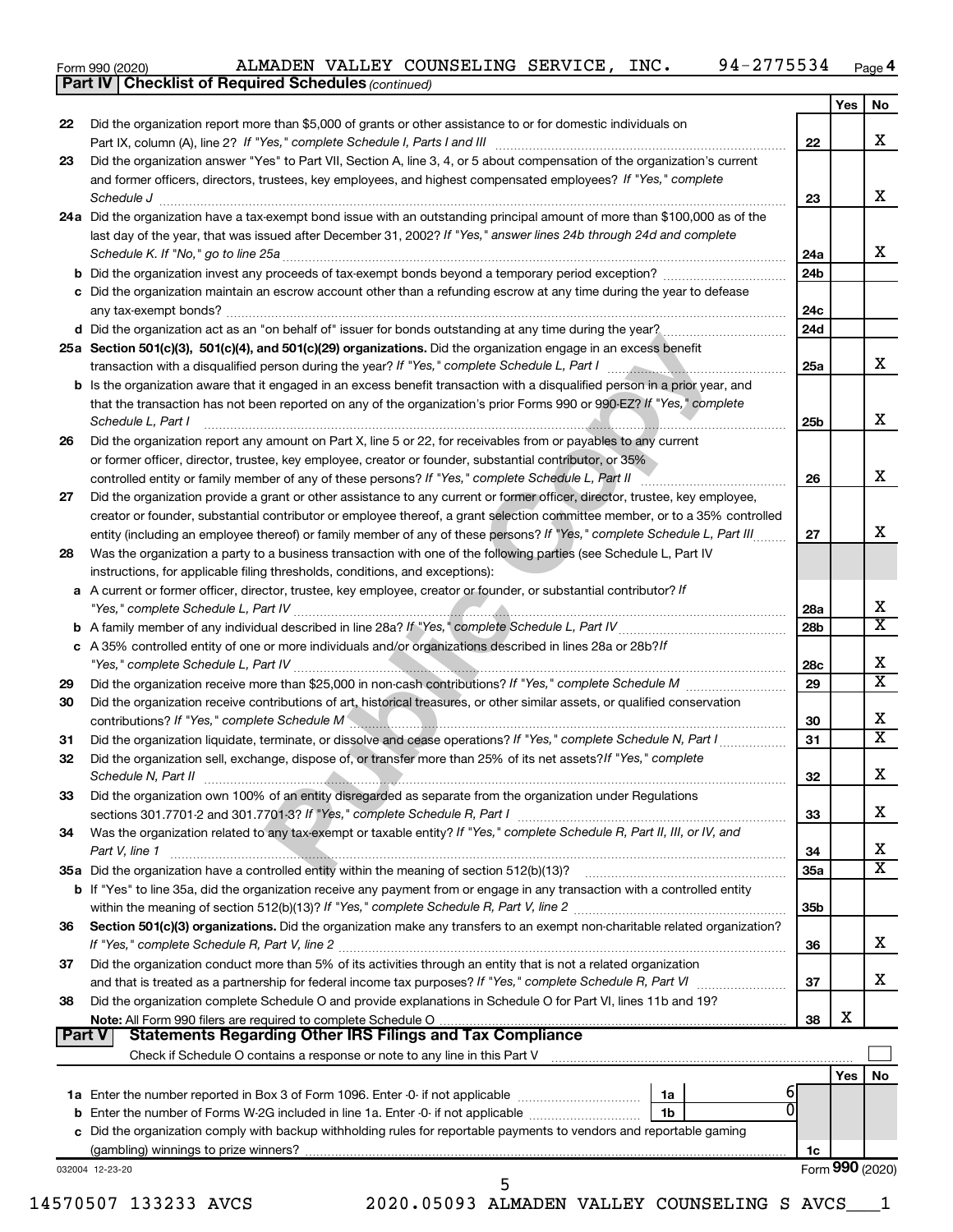Form 990 (2020) ALMADEN VALLEY COUNSELING SERVICE, INC. 94-2775534 Page 4

**Part IV | Checklist of Required Schedules** *(continued)*

| | | | Yes | No |
|---|---|---|---|---|
| 22 | Did the organization report more than $5,000 of grants or other assistance to or for domestic individuals on Part IX, column (A), line 2? *If "Yes," complete Schedule I, Parts I and III* | 22 | | X |
| 23 | Did the organization answer "Yes" to Part VII, Section A, line 3, 4, or 5 about compensation of the organization's current and former officers, directors, trustees, key employees, and highest compensated employees? *If "Yes," complete Schedule J* | 23 | | X |
| 24a | Did the organization have a tax-exempt bond issue with an outstanding principal amount of more than $100,000 as of the last day of the year, that was issued after December 31, 2002? *If "Yes," answer lines 24b through 24d and complete Schedule K. If "No," go to line 25a* | 24a | | X |
| b | Did the organization invest any proceeds of tax-exempt bonds beyond a temporary period exception? | 24b | | |
| c | Did the organization maintain an escrow account other than a refunding escrow at any time during the year to defease any tax-exempt bonds? | 24c | | |
| d | Did the organization act as an "on behalf of" issuer for bonds outstanding at any time during the year? | 24d | | |
| 25a | **Section 501(c)(3), 501(c)(4), and 501(c)(29) organizations.** Did the organization engage in an excess benefit transaction with a disqualified person during the year? *If "Yes," complete Schedule L, Part I* | 25a | | X |
| b | Is the organization aware that it engaged in an excess benefit transaction with a disqualified person in a prior year, and that the transaction has not been reported on any of the organization's prior Forms 990 or 990-EZ? *If "Yes," complete Schedule L, Part I* | 25b | | X |
| 26 | Did the organization report any amount on Part X, line 5 or 22, for receivables from or payables to any current or former officer, director, trustee, key employee, creator or founder, substantial contributor, or 35% controlled entity or family member of any of these persons? *If "Yes," complete Schedule L, Part II* | 26 | | X |
| 27 | Did the organization provide a grant or other assistance to any current or former officer, director, trustee, key employee, creator or founder, substantial contributor or employee thereof, a grant selection committee member, or to a 35% controlled entity (including an employee thereof) or family member of any of these persons? *If "Yes," complete Schedule L, Part III* | 27 | | X |
| 28 | Was the organization a party to a business transaction with one of the following parties (see Schedule L, Part IV instructions, for applicable filing thresholds, conditions, and exceptions): | | | |
| a | A current or former officer, director, trustee, key employee, creator or founder, or substantial contributor? *If "Yes," complete Schedule L, Part IV* | 28a | | X |
| b | A family member of any individual described in line 28a? *If "Yes," complete Schedule L, Part IV* | 28b | | X |
| c | A 35% controlled entity of one or more individuals and/or organizations described in lines 28a or 28b? *If "Yes," complete Schedule L, Part IV* | 28c | | X |
| 29 | Did the organization receive more than $25,000 in non-cash contributions? *If "Yes," complete Schedule M* | 29 | | X |
| 30 | Did the organization receive contributions of art, historical treasures, or other similar assets, or qualified conservation contributions? *If "Yes," complete Schedule M* | 30 | | X |
| 31 | Did the organization liquidate, terminate, or dissolve and cease operations? *If "Yes," complete Schedule N, Part I* | 31 | | X |
| 32 | Did the organization sell, exchange, dispose of, or transfer more than 25% of its net assets? *If "Yes," complete Schedule N, Part II* | 32 | | X |
| 33 | Did the organization own 100% of an entity disregarded as separate from the organization under Regulations sections 301.7701-2 and 301.7701-3? *If "Yes," complete Schedule R, Part I* | 33 | | X |
| 34 | Was the organization related to any tax-exempt or taxable entity? *If "Yes," complete Schedule R, Part II, III, or IV, and Part V, line 1* | 34 | | X |
| 35a | Did the organization have a controlled entity within the meaning of section 512(b)(13)? | 35a | | X |
| b | If "Yes" to line 35a, did the organization receive any payment from or engage in any transaction with a controlled entity within the meaning of section 512(b)(13)? *If "Yes," complete Schedule R, Part V, line 2* | 35b | | |
| 36 | **Section 501(c)(3) organizations.** Did the organization make any transfers to an exempt non-charitable related organization? *If "Yes," complete Schedule R, Part V, line 2* | 36 | | X |
| 37 | Did the organization conduct more than 5% of its activities through an entity that is not a related organization and that is treated as a partnership for federal income tax purposes? *If "Yes," complete Schedule R, Part VI* | 37 | | X |
| 38 | Did the organization complete Schedule O and provide explanations in Schedule O for Part VI, lines 11b and 19? **Note:** All Form 990 filers are required to complete Schedule O | 38 | X | |

**Part V | Statements Regarding Other IRS Filings and Tax Compliance**

Check if Schedule O contains a response or note to any line in this Part V ☐

| | | | | | Yes | No |
|---|---|---|---|---|---|---|
| 1a | Enter the number reported in Box 3 of Form 1096. Enter -0- if not applicable | 1a | 6 | | | |
| b | Enter the number of Forms W-2G included in line 1a. Enter -0- if not applicable | 1b | 0 | | | |
| c | Did the organization comply with backup withholding rules for reportable payments to vendors and reportable gaming (gambling) winnings to prize winners? | | | 1c | | |

032004 12-23-20 Form **990** (2020)

14570507 133233 AVCS 2020.05093 ALMADEN VALLEY COUNSELING S AVCS___1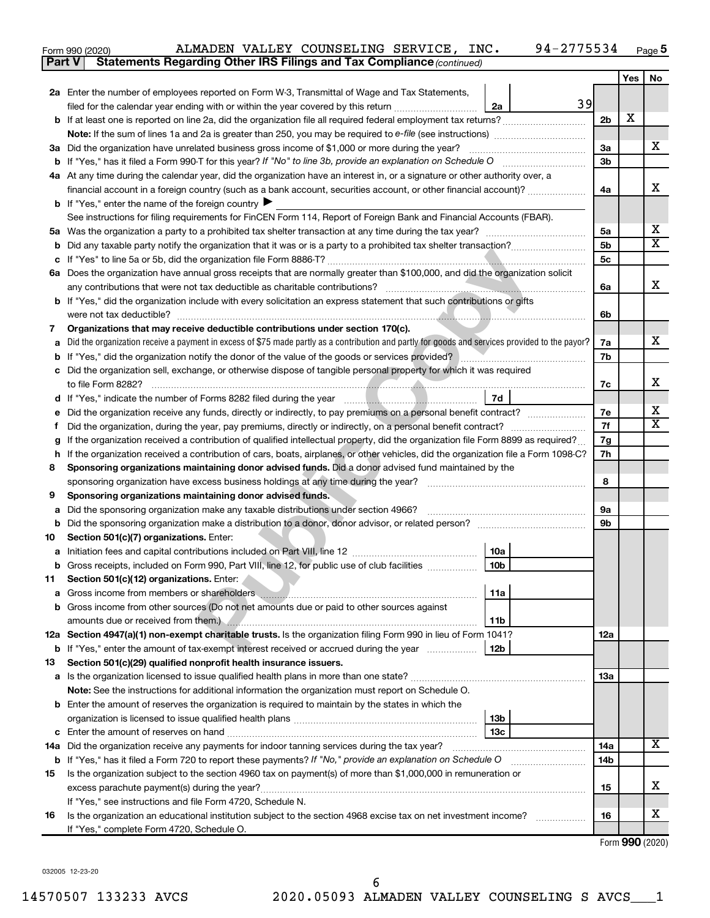Form 990 (2020) ALMADEN VALLEY COUNSELING SERVICE, INC. 94-2775534 Page 5

**Part V Statements Regarding Other IRS Filings and Tax Compliance** *(continued)*

| | | | | Yes | No |
|---|---|---|---|---|---|
| **2a** | Enter the number of employees reported on Form W-3, Transmittal of Wage and Tax Statements, filed for the calendar year ending with or within the year covered by this return | 2a 39 | | | |
| **b** | If at least one is reported on line 2a, did the organization file all required federal employment tax returns? | | 2b | X | |
| | **Note:** If the sum of lines 1a and 2a is greater than 250, you may be required to *e-file* (see instructions) | | | | |
| **3a** | Did the organization have unrelated business gross income of $1,000 or more during the year? | | 3a | | X |
| **b** | If "Yes," has it filed a Form 990-T for this year? *If "No" to line 3b, provide an explanation on Schedule O* | | 3b | | |
| **4a** | At any time during the calendar year, did the organization have an interest in, or a signature or other authority over, a financial account in a foreign country (such as a bank account, securities account, or other financial account)? | | 4a | | X |
| **b** | If "Yes," enter the name of the foreign country ▶ | | | | |
| | See instructions for filing requirements for FinCEN Form 114, Report of Foreign Bank and Financial Accounts (FBAR). | | | | |
| **5a** | Was the organization a party to a prohibited tax shelter transaction at any time during the tax year? | | 5a | | X |
| **b** | Did any taxable party notify the organization that it was or is a party to a prohibited tax shelter transaction? | | 5b | | X |
| **c** | If "Yes" to line 5a or 5b, did the organization file Form 8886-T? | | 5c | | |
| **6a** | Does the organization have annual gross receipts that are normally greater than $100,000, and did the organization solicit any contributions that were not tax deductible as charitable contributions? | | 6a | | X |
| **b** | If "Yes," did the organization include with every solicitation an express statement that such contributions or gifts were not tax deductible? | | 6b | | |
| **7** | **Organizations that may receive deductible contributions under section 170(c).** | | | | |
| **a** | Did the organization receive a payment in excess of $75 made partly as a contribution and partly for goods and services provided to the payor? | | 7a | | X |
| **b** | If "Yes," did the organization notify the donor of the value of the goods or services provided? | | 7b | | |
| **c** | Did the organization sell, exchange, or otherwise dispose of tangible personal property for which it was required to file Form 8282? | | 7c | | X |
| **d** | If "Yes," indicate the number of Forms 8282 filed during the year | 7d | | | |
| **e** | Did the organization receive any funds, directly or indirectly, to pay premiums on a personal benefit contract? | | 7e | | X |
| **f** | Did the organization, during the year, pay premiums, directly or indirectly, on a personal benefit contract? | | 7f | | X |
| **g** | If the organization received a contribution of qualified intellectual property, did the organization file Form 8899 as required? | | 7g | | |
| **h** | If the organization received a contribution of cars, boats, airplanes, or other vehicles, did the organization file a Form 1098-C? | | 7h | | |
| **8** | **Sponsoring organizations maintaining donor advised funds.** Did a donor advised fund maintained by the sponsoring organization have excess business holdings at any time during the year? | | 8 | | |
| **9** | **Sponsoring organizations maintaining donor advised funds.** | | | | |
| **a** | Did the sponsoring organization make any taxable distributions under section 4966? | | 9a | | |
| **b** | Did the sponsoring organization make a distribution to a donor, donor advisor, or related person? | | 9b | | |
| **10** | **Section 501(c)(7) organizations.** Enter: | | | | |
| **a** | Initiation fees and capital contributions included on Part VIII, line 12 | 10a | | | |
| **b** | Gross receipts, included on Form 990, Part VIII, line 12, for public use of club facilities | 10b | | | |
| **11** | **Section 501(c)(12) organizations.** Enter: | | | | |
| **a** | Gross income from members or shareholders | 11a | | | |
| **b** | Gross income from other sources (Do not net amounts due or paid to other sources against amounts due or received from them.) | 11b | | | |
| **12a** | **Section 4947(a)(1) non-exempt charitable trusts.** Is the organization filing Form 990 in lieu of Form 1041? | | 12a | | |
| **b** | If "Yes," enter the amount of tax-exempt interest received or accrued during the year | 12b | | | |
| **13** | **Section 501(c)(29) qualified nonprofit health insurance issuers.** | | | | |
| **a** | Is the organization licensed to issue qualified health plans in more than one state? | | 13a | | |
| | **Note:** See the instructions for additional information the organization must report on Schedule O. | | | | |
| **b** | Enter the amount of reserves the organization is required to maintain by the states in which the organization is licensed to issue qualified health plans | 13b | | | |
| **c** | Enter the amount of reserves on hand | 13c | | | |
| **14a** | Did the organization receive any payments for indoor tanning services during the tax year? | | 14a | | X |
| **b** | If "Yes," has it filed a Form 720 to report these payments? *If "No," provide an explanation on Schedule O* | | 14b | | |
| **15** | Is the organization subject to the section 4960 tax on payment(s) of more than $1,000,000 in remuneration or excess parachute payment(s) during the year? | | 15 | | X |
| | If "Yes," see instructions and file Form 4720, Schedule N. | | | | |
| **16** | Is the organization an educational institution subject to the section 4968 excise tax on net investment income? | | 16 | | X |
| | If "Yes," complete Form 4720, Schedule O. | | | | |

Form **990** (2020)

032005 12-23-20

14570507 133233 AVCS 2020.05093 ALMADEN VALLEY COUNSELING S AVCS___1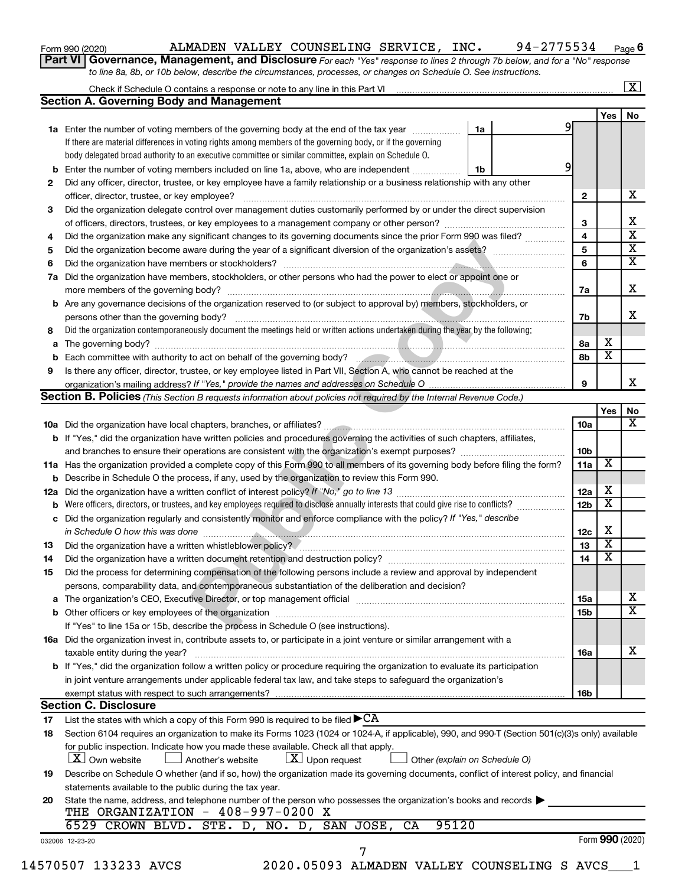Form 990 (2020) ALMADEN VALLEY COUNSELING SERVICE, INC. 94-2775534 Page 6

**Part VI Governance, Management, and Disclosure** *For each "Yes" response to lines 2 through 7b below, and for a "No" response to line 8a, 8b, or 10b below, describe the circumstances, processes, or changes on Schedule O. See instructions.*

Check if Schedule O contains a response or note to any line in this Part VI [X]

## Section A. Governing Body and Management

| | | | | Yes | No |
|---|---|---|---|---|---|
| **1a** | Enter the number of voting members of the governing body at the end of the tax year — 1a: 9. If there are material differences in voting rights among members of the governing body, or if the governing body delegated broad authority to an executive committee or similar committee, explain on Schedule O. | | | | |
| **b** | Enter the number of voting members included on line 1a, above, who are independent — 1b: 9 | | | | |
| **2** | Did any officer, director, trustee, or key employee have a family relationship or a business relationship with any other officer, director, trustee, or key employee? | | 2 | | X |
| **3** | Did the organization delegate control over management duties customarily performed by or under the direct supervision of officers, directors, trustees, or key employees to a management company or other person? | | 3 | | X |
| **4** | Did the organization make any significant changes to its governing documents since the prior Form 990 was filed? | | 4 | | X |
| **5** | Did the organization become aware during the year of a significant diversion of the organization's assets? | | 5 | | X |
| **6** | Did the organization have members or stockholders? | | 6 | | X |
| **7a** | Did the organization have members, stockholders, or other persons who had the power to elect or appoint one or more members of the governing body? | | 7a | | X |
| **b** | Are any governance decisions of the organization reserved to (or subject to approval by) members, stockholders, or persons other than the governing body? | | 7b | | X |
| **8** | Did the organization contemporaneously document the meetings held or written actions undertaken during the year by the following: | | | | |
| **a** | The governing body? | | 8a | X | |
| **b** | Each committee with authority to act on behalf of the governing body? | | 8b | X | |
| **9** | Is there any officer, director, trustee, or key employee listed in Part VII, Section A, who cannot be reached at the organization's mailing address? *If "Yes," provide the names and addresses on Schedule O* | | 9 | | X |

## Section B. Policies *(This Section B requests information about policies not required by the Internal Revenue Code.)*

| | | | Yes | No |
|---|---|---|---|---|
| **10a** | Did the organization have local chapters, branches, or affiliates? | 10a | | X |
| **b** | If "Yes," did the organization have written policies and procedures governing the activities of such chapters, affiliates, and branches to ensure their operations are consistent with the organization's exempt purposes? | 10b | | |
| **11a** | Has the organization provided a complete copy of this Form 990 to all members of its governing body before filing the form? | 11a | X | |
| **b** | Describe in Schedule O the process, if any, used by the organization to review this Form 990. | | | |
| **12a** | Did the organization have a written conflict of interest policy? *If "No," go to line 13* | 12a | X | |
| **b** | Were officers, directors, or trustees, and key employees required to disclose annually interests that could give rise to conflicts? | 12b | X | |
| **c** | Did the organization regularly and consistently monitor and enforce compliance with the policy? *If "Yes," describe in Schedule O how this was done* | 12c | X | |
| **13** | Did the organization have a written whistleblower policy? | 13 | X | |
| **14** | Did the organization have a written document retention and destruction policy? | 14 | X | |
| **15** | Did the process for determining compensation of the following persons include a review and approval by independent persons, comparability data, and contemporaneous substantiation of the deliberation and decision? | | | |
| **a** | The organization's CEO, Executive Director, or top management official | 15a | | X |
| **b** | Other officers or key employees of the organization | 15b | | X |
| | If "Yes" to line 15a or 15b, describe the process in Schedule O (see instructions). | | | |
| **16a** | Did the organization invest in, contribute assets to, or participate in a joint venture or similar arrangement with a taxable entity during the year? | 16a | | X |
| **b** | If "Yes," did the organization follow a written policy or procedure requiring the organization to evaluate its participation in joint venture arrangements under applicable federal tax law, and take steps to safeguard the organization's exempt status with respect to such arrangements? | 16b | | |

## Section C. Disclosure

**17** List the states with which a copy of this Form 990 is required to be filed ▶CA

**18** Section 6104 requires an organization to make its Forms 1023 (1024 or 1024-A, if applicable), 990, and 990-T (Section 501(c)(3)s only) available for public inspection. Indicate how you made these available. Check all that apply.

[X] Own website [ ] Another's website [X] Upon request [ ] Other *(explain on Schedule O)*

**19** Describe on Schedule O whether (and if so, how) the organization made its governing documents, conflict of interest policy, and financial statements available to the public during the tax year.

**20** State the name, address, and telephone number of the person who possesses the organization's books and records ▶

THE ORGANIZATION - 408-997-0200 X
6529 CROWN BLVD. STE. D, NO. D, SAN JOSE, CA 95120

032006 12-23-20 Form **990** (2020)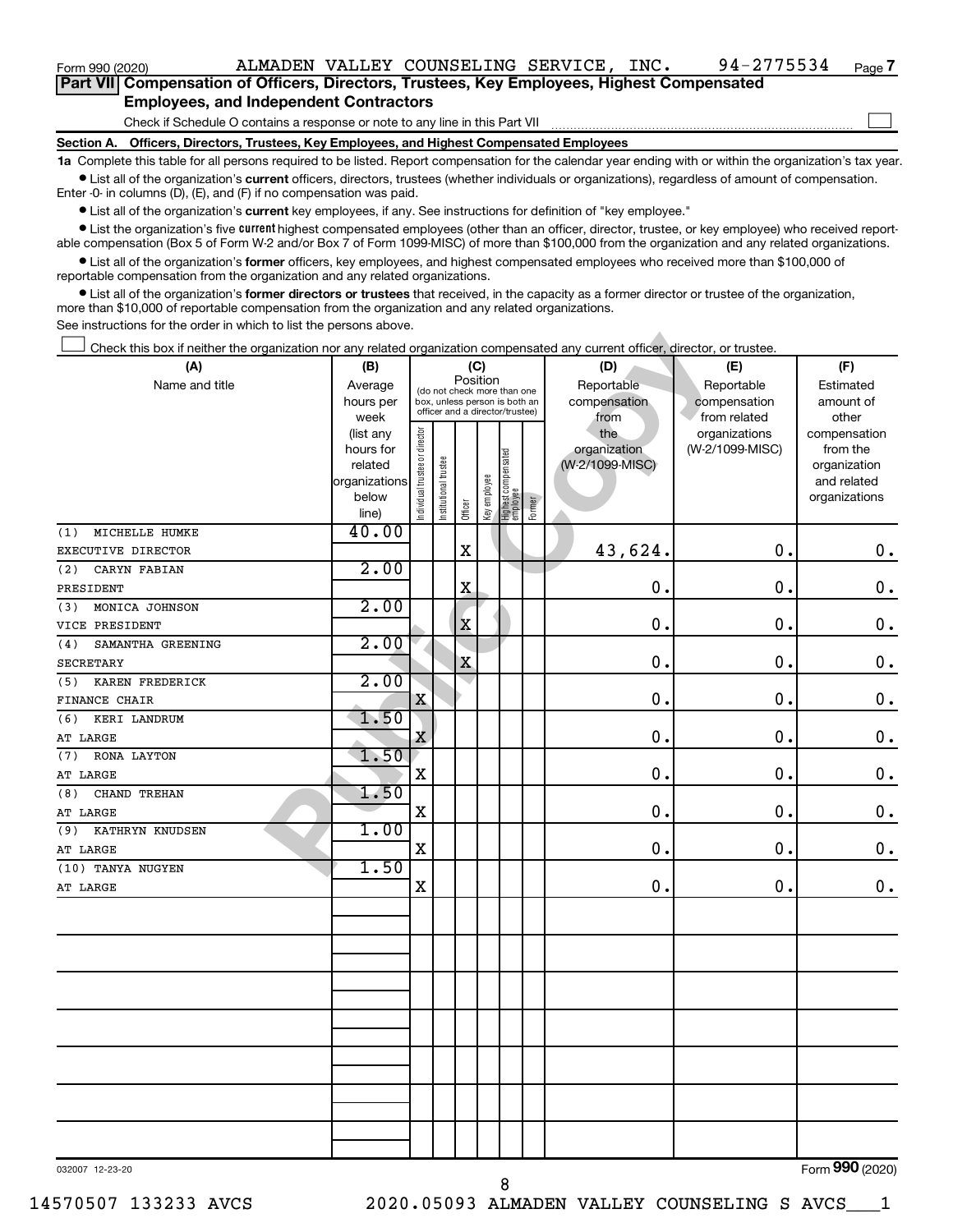Form 990 (2020) ALMADEN VALLEY COUNSELING SERVICE, INC. 94-2775534 Page 7

## Part VII Compensation of Officers, Directors, Trustees, Key Employees, Highest Compensated Employees, and Independent Contractors

Check if Schedule O contains a response or note to any line in this Part VII

### Section A. Officers, Directors, Trustees, Key Employees, and Highest Compensated Employees

**1a** Complete this table for all persons required to be listed. Report compensation for the calendar year ending with or within the organization's tax year.

- List all of the organization's **current** officers, directors, trustees (whether individuals or organizations), regardless of amount of compensation. Enter -0- in columns (D), (E), and (F) if no compensation was paid.
- List all of the organization's **current** key employees, if any. See instructions for definition of "key employee."
- List the organization's five **current** highest compensated employees (other than an officer, director, trustee, or key employee) who received reportable compensation (Box 5 of Form W-2 and/or Box 7 of Form 1099-MISC) of more than $100,000 from the organization and any related organizations.
- List all of the organization's **former** officers, key employees, and highest compensated employees who received more than $100,000 of reportable compensation from the organization and any related organizations.
- List all of the organization's **former directors or trustees** that received, in the capacity as a former director or trustee of the organization, more than $10,000 of reportable compensation from the organization and any related organizations.

See instructions for the order in which to list the persons above.

Check this box if neither the organization nor any related organization compensated any current officer, director, or trustee.

| (A) Name and title | (B) Average hours per week (list any hours for related organizations below line) | (C) Position: Individual trustee or director | Institutional trustee | Officer | Key employee | Highest compensated employee | Former | (D) Reportable compensation from the organization (W-2/1099-MISC) | (E) Reportable compensation from related organizations (W-2/1099-MISC) | (F) Estimated amount of other compensation from the organization and related organizations |
|---|---|---|---|---|---|---|---|---|---|---|
| (1) MICHELLE HUMKE<br>EXECUTIVE DIRECTOR | 40.00 | | | X | | | | 43,624. | 0. | 0. |
| (2) CARYN FABIAN<br>PRESIDENT | 2.00 | | | X | | | | 0. | 0. | 0. |
| (3) MONICA JOHNSON<br>VICE PRESIDENT | 2.00 | | | X | | | | 0. | 0. | 0. |
| (4) SAMANTHA GREENING<br>SECRETARY | 2.00 | | | X | | | | 0. | 0. | 0. |
| (5) KAREN FREDERICK<br>FINANCE CHAIR | 2.00 | X | | | | | | 0. | 0. | 0. |
| (6) KERI LANDRUM<br>AT LARGE | 1.50 | X | | | | | | 0. | 0. | 0. |
| (7) RONA LAYTON<br>AT LARGE | 1.50 | X | | | | | | 0. | 0. | 0. |
| (8) CHAND TREHAN<br>AT LARGE | 1.50 | X | | | | | | 0. | 0. | 0. |
| (9) KATHRYN KNUDSEN<br>AT LARGE | 1.00 | X | | | | | | 0. | 0. | 0. |
| (10) TANYA NUGYEN<br>AT LARGE | 1.50 | X | | | | | | 0. | 0. | 0. |

032007 12-23-20 Form 990 (2020)

14570507 133233 AVCS 2020.05093 ALMADEN VALLEY COUNSELING S AVCS___1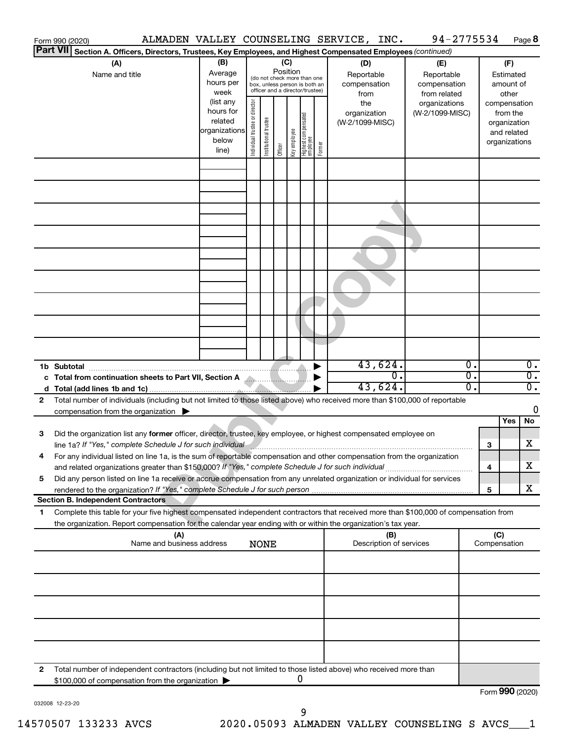Form 990 (2020) ALMADEN VALLEY COUNSELING SERVICE, INC. 94-2775534 Page **8**

**Part VII** **Section A. Officers, Directors, Trustees, Key Employees, and Highest Compensated Employees** *(continued)*

| (A) Name and title | (B) Average hours per week (list any hours for related organizations below line) | (C) Position (do not check more than one box, unless person is both an officer and a director/trustee) | | | | | | (D) Reportable compensation from the organization (W-2/1099-MISC) | (E) Reportable compensation from related organizations (W-2/1099-MISC) | (F) Estimated amount of other compensation from the organization and related organizations |
|---|---|---|---|---|---|---|---|---|---|---|
| | | Individual trustee or director | Institutional trustee | Officer | Key employee | Highest compensated employee | Former | | | |
| | | | | | | | | | | |
| **1b Subtotal** | | | | | | | | 43,624. | 0. | 0. |
| **c Total from continuation sheets to Part VII, Section A** | | | | | | | | 0. | 0. | 0. |
| **d Total (add lines 1b and 1c)** | | | | | | | | 43,624. | 0. | 0. |

**2** Total number of individuals (including but not limited to those listed above) who received more than $100,000 of reportable compensation from the organization ▶ 0

| | | | Yes | No |
|---|---|---|---|---|
| **3** | Did the organization list any **former** officer, director, trustee, key employee, or highest compensated employee on line 1a? *If "Yes," complete Schedule J for such individual* | 3 | | X |
| **4** | For any individual listed on line 1a, is the sum of reportable compensation and other compensation from the organization and related organizations greater than $150,000? *If "Yes," complete Schedule J for such individual* | 4 | | X |
| **5** | Did any person listed on line 1a receive or accrue compensation from any unrelated organization or individual for services rendered to the organization? *If "Yes," complete Schedule J for such person* | 5 | | X |

**Section B. Independent Contractors**

**1** Complete this table for your five highest compensated independent contractors that received more than $100,000 of compensation from the organization. Report compensation for the calendar year ending with or within the organization's tax year.

| (A) Name and business address | (B) Description of services | (C) Compensation |
|---|---|---|
| NONE | | |
| | | |
| | | |
| | | |
| | | |

**2** Total number of independent contractors (including but not limited to those listed above) who received more than $100,000 of compensation from the organization ▶ 0

Form **990** (2020)

032008 12-23-20

14570507 133233 AVCS 2020.05093 ALMADEN VALLEY COUNSELING S AVCS___1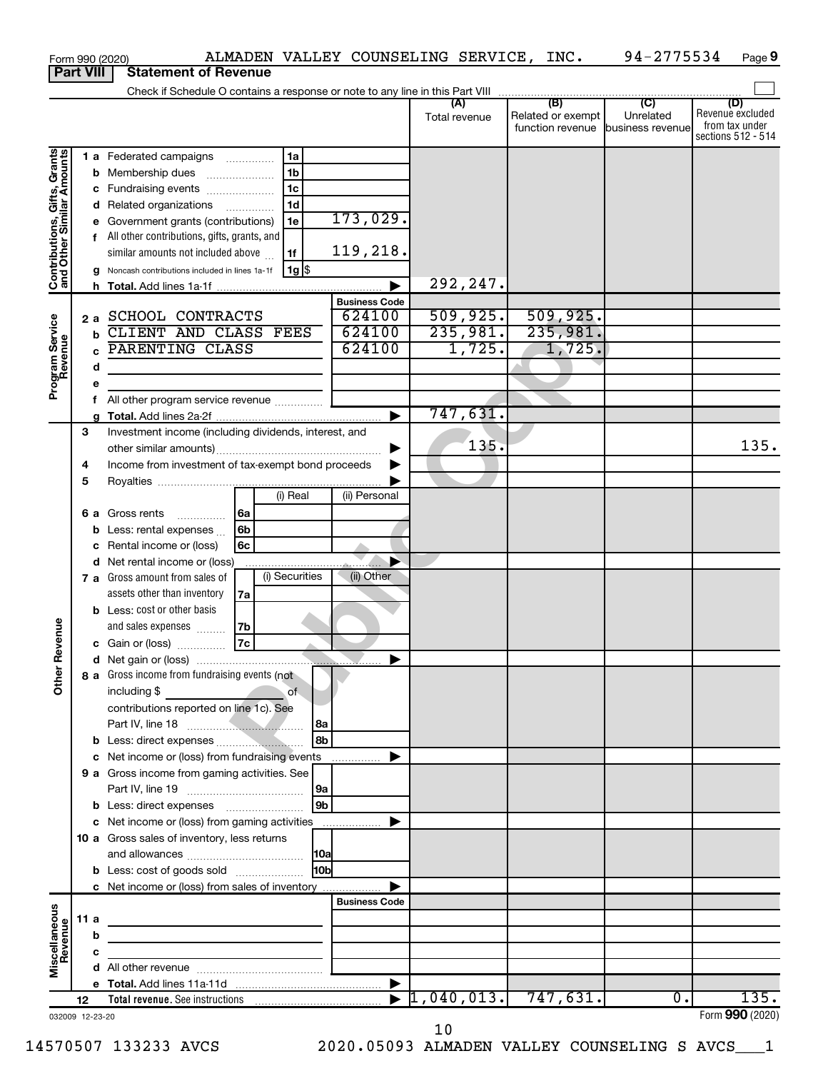Form 990 (2020) ALMADEN VALLEY COUNSELING SERVICE, INC. 94-2775534 Page 9

## Part VIII Statement of Revenue

Check if Schedule O contains a response or note to any line in this Part VIII

| | | | | (A) Total revenue | (B) Related or exempt function revenue | (C) Unrelated business revenue | (D) Revenue excluded from tax under sections 512 - 514 |
|---|---|---|---|---|---|---|---|
| **Contributions, Gifts, Grants and Other Similar Amounts** | 1 a Federated campaigns | 1a | | | | | |
| | b Membership dues | 1b | | | | | |
| | c Fundraising events | 1c | | | | | |
| | d Related organizations | 1d | | | | | |
| | e Government grants (contributions) | 1e | 173,029. | | | | |
| | f All other contributions, gifts, grants, and similar amounts not included above | 1f | 119,218. | | | | |
| | g Noncash contributions included in lines 1a-1f | 1g $ | | | | | |
| | h Total. Add lines 1a-1f | | | 292,247. | | | |
| **Program Service Revenue** | | | Business Code | | | | |
| | 2 a SCHOOL CONTRACTS | | 624100 | 509,925. | 509,925. | | |
| | b CLIENT AND CLASS FEES | | 624100 | 235,981. | 235,981. | | |
| | c PARENTING CLASS | | 624100 | 1,725. | 1,725. | | |
| | d | | | | | | |
| | e | | | | | | |
| | f All other program service revenue | | | | | | |
| | g Total. Add lines 2a-2f | | | 747,631. | | | |
| **Other Revenue** | 3 Investment income (including dividends, interest, and other similar amounts) | | | 135. | | | 135. |
| | 4 Income from investment of tax-exempt bond proceeds | | | | | | |
| | 5 Royalties | | | | | | |
| | | | (i) Real / (ii) Personal | | | | |
| | 6 a Gross rents | 6a | | | | | |
| | b Less: rental expenses | 6b | | | | | |
| | c Rental income or (loss) | 6c | | | | | |
| | d Net rental income or (loss) | | | | | | |
| | | | (i) Securities / (ii) Other | | | | |
| | 7 a Gross amount from sales of assets other than inventory | 7a | | | | | |
| | b Less: cost or other basis and sales expenses | 7b | | | | | |
| | c Gain or (loss) | 7c | | | | | |
| | d Net gain or (loss) | | | | | | |
| | 8 a Gross income from fundraising events (not including $ ___ of contributions reported on line 1c). See Part IV, line 18 | 8a | | | | | |
| | b Less: direct expenses | 8b | | | | | |
| | c Net income or (loss) from fundraising events | | | | | | |
| | 9 a Gross income from gaming activities. See Part IV, line 19 | 9a | | | | | |
| | b Less: direct expenses | 9b | | | | | |
| | c Net income or (loss) from gaming activities | | | | | | |
| | 10 a Gross sales of inventory, less returns and allowances | 10a | | | | | |
| | b Less: cost of goods sold | 10b | | | | | |
| | c Net income or (loss) from sales of inventory | | | | | | |
| **Miscellaneous Revenue** | | | Business Code | | | | |
| | 11 a | | | | | | |
| | b | | | | | | |
| | c | | | | | | |
| | d All other revenue | | | | | | |
| | e Total. Add lines 11a-11d | | | | | | |
| | 12 Total revenue. See instructions | | | 1,040,013. | 747,631. | 0. | 135. |

032009 12-23-20

Form 990 (2020)

10

14570507 133233 AVCS 2020.05093 ALMADEN VALLEY COUNSELING S AVCS___1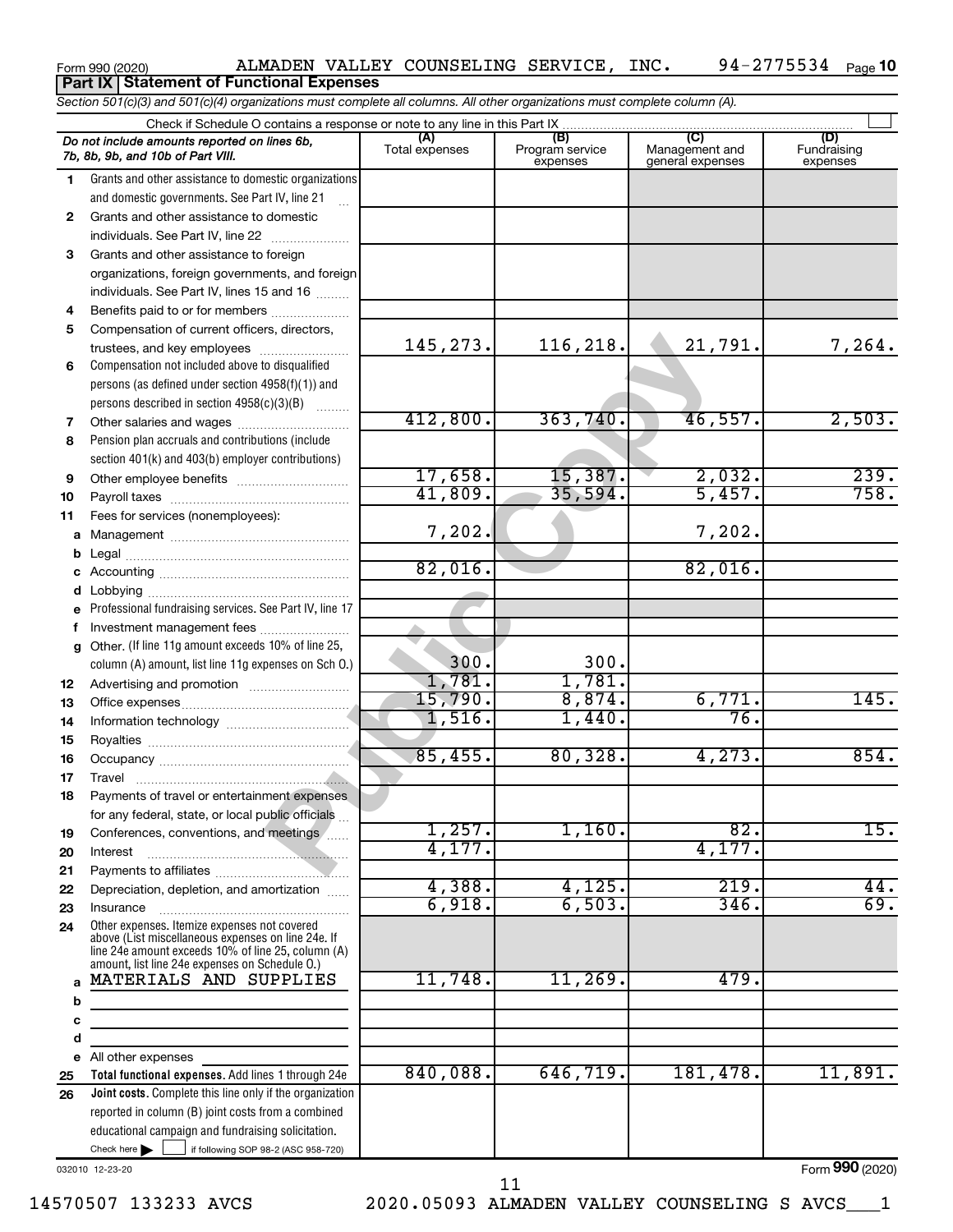Form 990 (2020) ALMADEN VALLEY COUNSELING SERVICE, INC. 94-2775534

## Part IX Statement of Functional Expenses

*Section 501(c)(3) and 501(c)(4) organizations must complete all columns. All other organizations must complete column (A).*

Check if Schedule O contains a response or note to any line in this Part IX

| | *Do not include amounts reported on lines 6b, 7b, 8b, 9b, and 10b of Part VIII.* | (A) Total expenses | (B) Program service expenses | (C) Management and general expenses | (D) Fundraising expenses |
|---|---|---|---|---|---|
| 1 | Grants and other assistance to domestic organizations and domestic governments. See Part IV, line 21 | | | | |
| 2 | Grants and other assistance to domestic individuals. See Part IV, line 22 | | | | |
| 3 | Grants and other assistance to foreign organizations, foreign governments, and foreign individuals. See Part IV, lines 15 and 16 | | | | |
| 4 | Benefits paid to or for members | | | | |
| 5 | Compensation of current officers, directors, trustees, and key employees | 145,273. | 116,218. | 21,791. | 7,264. |
| 6 | Compensation not included above to disqualified persons (as defined under section 4958(f)(1)) and persons described in section 4958(c)(3)(B) | | | | |
| 7 | Other salaries and wages | 412,800. | 363,740. | 46,557. | 2,503. |
| 8 | Pension plan accruals and contributions (include section 401(k) and 403(b) employer contributions) | | | | |
| 9 | Other employee benefits | 17,658. | 15,387. | 2,032. | 239. |
| 10 | Payroll taxes | 41,809. | 35,594. | 5,457. | 758. |
| 11 | Fees for services (nonemployees): | | | | |
| a | Management | 7,202. | | 7,202. | |
| b | Legal | | | | |
| c | Accounting | 82,016. | | 82,016. | |
| d | Lobbying | | | | |
| e | Professional fundraising services. See Part IV, line 17 | | | | |
| f | Investment management fees | | | | |
| g | Other. (If line 11g amount exceeds 10% of line 25, column (A) amount, list line 11g expenses on Sch O.) | 300. | 300. | | |
| 12 | Advertising and promotion | 1,781. | 1,781. | | |
| 13 | Office expenses | 15,790. | 8,874. | 6,771. | 145. |
| 14 | Information technology | 1,516. | 1,440. | 76. | |
| 15 | Royalties | | | | |
| 16 | Occupancy | 85,455. | 80,328. | 4,273. | 854. |
| 17 | Travel | | | | |
| 18 | Payments of travel or entertainment expenses for any federal, state, or local public officials | | | | |
| 19 | Conferences, conventions, and meetings | 1,257. | 1,160. | 82. | 15. |
| 20 | Interest | 4,177. | | 4,177. | |
| 21 | Payments to affiliates | | | | |
| 22 | Depreciation, depletion, and amortization | 4,388. | 4,125. | 219. | 44. |
| 23 | Insurance | 6,918. | 6,503. | 346. | 69. |
| 24 | Other expenses. Itemize expenses not covered above (List miscellaneous expenses on line 24e. If line 24e amount exceeds 10% of line 25, column (A) amount, list line 24e expenses on Schedule O.) | | | | |
| a | MATERIALS AND SUPPLIES | 11,748. | 11,269. | 479. | |
| b | | | | | |
| c | | | | | |
| d | | | | | |
| e | All other expenses | | | | |
| 25 | **Total functional expenses.** Add lines 1 through 24e | 840,088. | 646,719. | 181,478. | 11,891. |
| 26 | **Joint costs.** Complete this line only if the organization reported in column (B) joint costs from a combined educational campaign and fundraising solicitation. Check here ☐ if following SOP 98-2 (ASC 958-720) | | | | |

032010 12-23-20

Form **990** (2020)

14570507 133233 AVCS 2020.05093 ALMADEN VALLEY COUNSELING S AVCS___1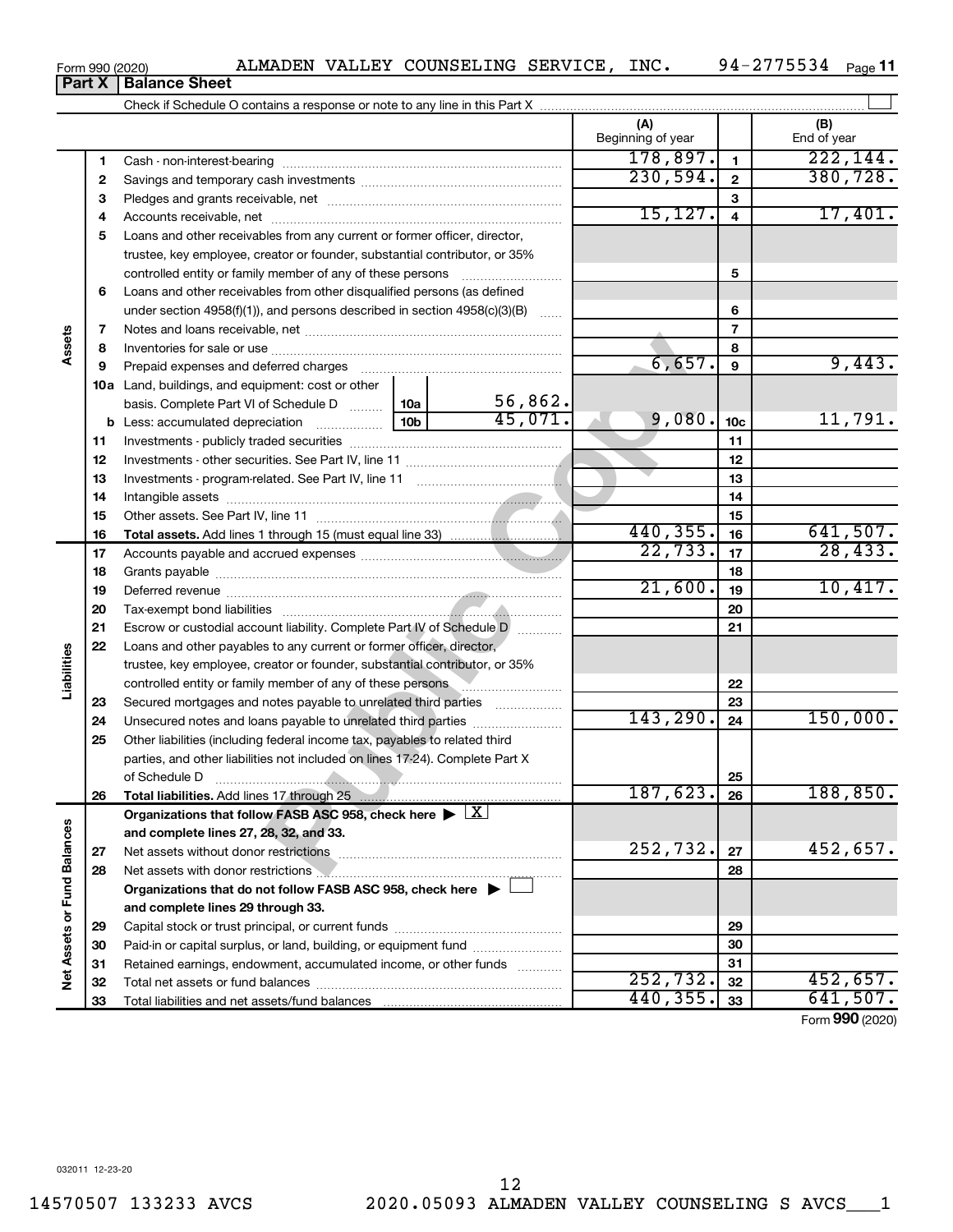Form 990 (2020) ALMADEN VALLEY COUNSELING SERVICE, INC. 94-2775534

## Part X Balance Sheet

Check if Schedule O contains a response or note to any line in this Part X

| | | | | (A) Beginning of year | | (B) End of year |
|---|---|---|---|---|---|---|
| **Assets** | 1 | Cash - non-interest-bearing | | 178,897. | 1 | 222,144. |
| | 2 | Savings and temporary cash investments | | 230,594. | 2 | 380,728. |
| | 3 | Pledges and grants receivable, net | | | 3 | |
| | 4 | Accounts receivable, net | | 15,127. | 4 | 17,401. |
| | 5 | Loans and other receivables from any current or former officer, director, trustee, key employee, creator or founder, substantial contributor, or 35% controlled entity or family member of any of these persons | | | 5 | |
| | 6 | Loans and other receivables from other disqualified persons (as defined under section 4958(f)(1)), and persons described in section 4958(c)(3)(B) | | | 6 | |
| | 7 | Notes and loans receivable, net | | | 7 | |
| | 8 | Inventories for sale or use | | | 8 | |
| | 9 | Prepaid expenses and deferred charges | | 6,657. | 9 | 9,443. |
| | 10a | Land, buildings, and equipment: cost or other basis. Complete Part VI of Schedule D | 10a 56,862. | | | |
| | b | Less: accumulated depreciation | 10b 45,071. | 9,080. | 10c | 11,791. |
| | 11 | Investments - publicly traded securities | | | 11 | |
| | 12 | Investments - other securities. See Part IV, line 11 | | | 12 | |
| | 13 | Investments - program-related. See Part IV, line 11 | | | 13 | |
| | 14 | Intangible assets | | | 14 | |
| | 15 | Other assets. See Part IV, line 11 | | | 15 | |
| | 16 | **Total assets.** Add lines 1 through 15 (must equal line 33) | | 440,355. | 16 | 641,507. |
| **Liabilities** | 17 | Accounts payable and accrued expenses | | 22,733. | 17 | 28,433. |
| | 18 | Grants payable | | | 18 | |
| | 19 | Deferred revenue | | 21,600. | 19 | 10,417. |
| | 20 | Tax-exempt bond liabilities | | | 20 | |
| | 21 | Escrow or custodial account liability. Complete Part IV of Schedule D | | | 21 | |
| | 22 | Loans and other payables to any current or former officer, director, trustee, key employee, creator or founder, substantial contributor, or 35% controlled entity or family member of any of these persons | | | 22 | |
| | 23 | Secured mortgages and notes payable to unrelated third parties | | | 23 | |
| | 24 | Unsecured notes and loans payable to unrelated third parties | | 143,290. | 24 | 150,000. |
| | 25 | Other liabilities (including federal income tax, payables to related third parties, and other liabilities not included on lines 17-24). Complete Part X of Schedule D | | | 25 | |
| | 26 | **Total liabilities.** Add lines 17 through 25 | | 187,623. | 26 | 188,850. |
| **Net Assets or Fund Balances** | | **Organizations that follow FASB ASC 958, check here ▶ [X] and complete lines 27, 28, 32, and 33.** | | | | |
| | 27 | Net assets without donor restrictions | | 252,732. | 27 | 452,657. |
| | 28 | Net assets with donor restrictions | | | 28 | |
| | | **Organizations that do not follow FASB ASC 958, check here ▶ [ ] and complete lines 29 through 33.** | | | | |
| | 29 | Capital stock or trust principal, or current funds | | | 29 | |
| | 30 | Paid-in or capital surplus, or land, building, or equipment fund | | | 30 | |
| | 31 | Retained earnings, endowment, accumulated income, or other funds | | | 31 | |
| | 32 | Total net assets or fund balances | | 252,732. | 32 | 452,657. |
| | 33 | Total liabilities and net assets/fund balances | | 440,355. | 33 | 641,507. |

Form **990** (2020)

032011 12-23-20

14570507 133233 AVCS 2020.05093 ALMADEN VALLEY COUNSELING S AVCS___1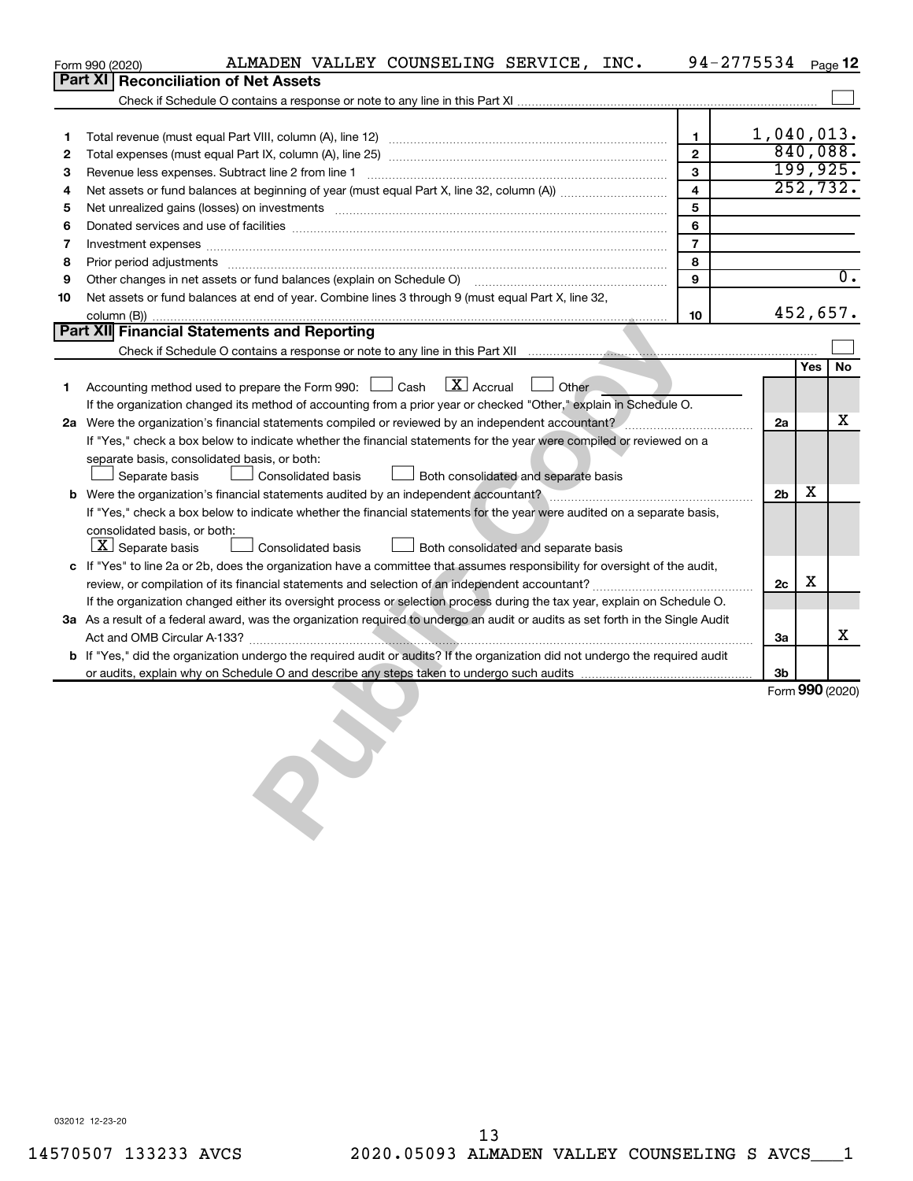Form 990 (2020) ALMADEN VALLEY COUNSELING SERVICE, INC. 94-2775534 Page 12

## Part XI Reconciliation of Net Assets

Check if Schedule O contains a response or note to any line in this Part XI ☐

| | | | |
|---|---|---|---|
| 1 | Total revenue (must equal Part VIII, column (A), line 12) | 1 | 1,040,013. |
| 2 | Total expenses (must equal Part IX, column (A), line 25) | 2 | 840,088. |
| 3 | Revenue less expenses. Subtract line 2 from line 1 | 3 | 199,925. |
| 4 | Net assets or fund balances at beginning of year (must equal Part X, line 32, column (A)) | 4 | 252,732. |
| 5 | Net unrealized gains (losses) on investments | 5 | |
| 6 | Donated services and use of facilities | 6 | |
| 7 | Investment expenses | 7 | |
| 8 | Prior period adjustments | 8 | |
| 9 | Other changes in net assets or fund balances (explain on Schedule O) | 9 | 0. |
| 10 | Net assets or fund balances at end of year. Combine lines 3 through 9 (must equal Part X, line 32, column (B)) | 10 | 452,657. |

## Part XII Financial Statements and Reporting

Check if Schedule O contains a response or note to any line in this Part XII ☐

| | | | Yes | No |
|---|---|---|---|---|
| 1 | Accounting method used to prepare the Form 990: ☐ Cash ☒ Accrual ☐ Other<br>If the organization changed its method of accounting from a prior year or checked "Other," explain in Schedule O. | | | |
| 2a | Were the organization's financial statements compiled or reviewed by an independent accountant? | 2a | | X |
| | If "Yes," check a box below to indicate whether the financial statements for the year were compiled or reviewed on a separate basis, consolidated basis, or both:<br>☐ Separate basis ☐ Consolidated basis ☐ Both consolidated and separate basis | | | |
| b | Were the organization's financial statements audited by an independent accountant? | 2b | X | |
| | If "Yes," check a box below to indicate whether the financial statements for the year were audited on a separate basis, consolidated basis, or both:<br>☒ Separate basis ☐ Consolidated basis ☐ Both consolidated and separate basis | | | |
| c | If "Yes" to line 2a or 2b, does the organization have a committee that assumes responsibility for oversight of the audit, review, or compilation of its financial statements and selection of an independent accountant? | 2c | X | |
| | If the organization changed either its oversight process or selection process during the tax year, explain on Schedule O. | | | |
| 3a | As a result of a federal award, was the organization required to undergo an audit or audits as set forth in the Single Audit Act and OMB Circular A-133? | 3a | | X |
| b | If "Yes," did the organization undergo the required audit or audits? If the organization did not undergo the required audit or audits, explain why on Schedule O and describe any steps taken to undergo such audits | 3b | | |

Form 990 (2020)

032012 12-23-20

14570507 133233 AVCS 2020.05093 ALMADEN VALLEY COUNSELING S AVCS___1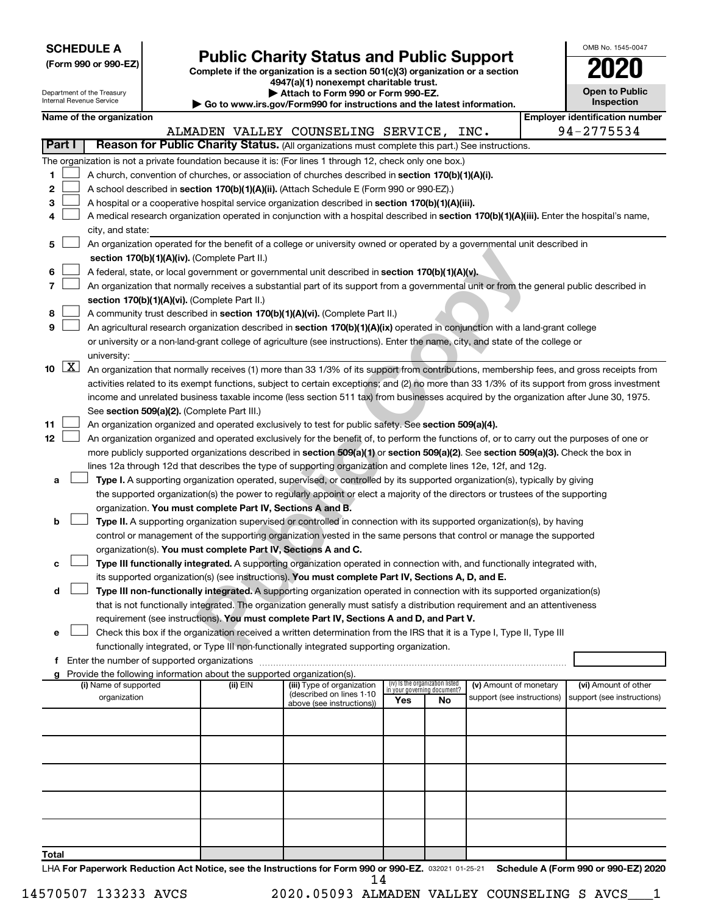**SCHEDULE A**
**(Form 990 or 990-EZ)**

Department of the Treasury
Internal Revenue Service

# Public Charity Status and Public Support

**Complete if the organization is a section 501(c)(3) organization or a section 4947(a)(1) nonexempt charitable trust.**
**▶ Attach to Form 990 or Form 990-EZ.**
**▶ Go to www.irs.gov/Form990 for instructions and the latest information.**

OMB No. 1545-0047
**2020**
**Open to Public Inspection**

**Name of the organization:** ALMADEN VALLEY COUNSELING SERVICE, INC.
**Employer identification number:** 94-2775534

## Part I — Reason for Public Charity Status. (All organizations must complete this part.) See instructions.

The organization is not a private foundation because it is: (For lines 1 through 12, check only one box.)

1. ☐ A church, convention of churches, or association of churches described in **section 170(b)(1)(A)(i).**
2. ☐ A school described in **section 170(b)(1)(A)(ii).** (Attach Schedule E (Form 990 or 990-EZ).)
3. ☐ A hospital or a cooperative hospital service organization described in **section 170(b)(1)(A)(iii).**
4. ☐ A medical research organization operated in conjunction with a hospital described in **section 170(b)(1)(A)(iii).** Enter the hospital's name, city, and state:
5. ☐ An organization operated for the benefit of a college or university owned or operated by a governmental unit described in **section 170(b)(1)(A)(iv).** (Complete Part II.)
6. ☐ A federal, state, or local government or governmental unit described in **section 170(b)(1)(A)(v).**
7. ☐ An organization that normally receives a substantial part of its support from a governmental unit or from the general public described in **section 170(b)(1)(A)(vi).** (Complete Part II.)
8. ☐ A community trust described in **section 170(b)(1)(A)(vi).** (Complete Part II.)
9. ☐ An agricultural research organization described in **section 170(b)(1)(A)(ix)** operated in conjunction with a land-grant college or university or a non-land-grant college of agriculture (see instructions). Enter the name, city, and state of the college or university:
10. ☒ An organization that normally receives (1) more than 33 1/3% of its support from contributions, membership fees, and gross receipts from activities related to its exempt functions, subject to certain exceptions; and (2) no more than 33 1/3% of its support from gross investment income and unrelated business taxable income (less section 511 tax) from businesses acquired by the organization after June 30, 1975. See **section 509(a)(2).** (Complete Part III.)
11. ☐ An organization organized and operated exclusively to test for public safety. See **section 509(a)(4).**
12. ☐ An organization organized and operated exclusively for the benefit of, to perform the functions of, or to carry out the purposes of one or more publicly supported organizations described in **section 509(a)(1)** or **section 509(a)(2)**. See **section 509(a)(3).** Check the box in lines 12a through 12d that describes the type of supporting organization and complete lines 12e, 12f, and 12g.
   - a ☐ **Type I.** A supporting organization operated, supervised, or controlled by its supported organization(s), typically by giving the supported organization(s) the power to regularly appoint or elect a majority of the directors or trustees of the supporting organization. **You must complete Part IV, Sections A and B.**
   - b ☐ **Type II.** A supporting organization supervised or controlled in connection with its supported organization(s), by having control or management of the supporting organization vested in the same persons that control or manage the supported organization(s). **You must complete Part IV, Sections A and C.**
   - c ☐ **Type III functionally integrated.** A supporting organization operated in connection with, and functionally integrated with, its supported organization(s) (see instructions). **You must complete Part IV, Sections A, D, and E.**
   - d ☐ **Type III non-functionally integrated.** A supporting organization operated in connection with its supported organization(s) that is not functionally integrated. The organization generally must satisfy a distribution requirement and an attentiveness requirement (see instructions). **You must complete Part IV, Sections A and D, and Part V.**
   - e ☐ Check this box if the organization received a written determination from the IRS that it is a Type I, Type II, Type III functionally integrated, or Type III non-functionally integrated supporting organization.
   - f Enter the number of supported organizations
   - g Provide the following information about the supported organization(s).

| (i) Name of supported organization | (ii) EIN | (iii) Type of organization (described on lines 1-10 above (see instructions)) | (iv) Is the organization listed in your governing document? Yes | No | (v) Amount of monetary support (see instructions) | (vi) Amount of other support (see instructions) |
|---|---|---|---|---|---|---|
| | | | | | | |
| | | | | | | |
| | | | | | | |
| | | | | | | |
| | | | | | | |
| **Total** | | | | | | |

LHA **For Paperwork Reduction Act Notice, see the Instructions for Form 990 or 990-EZ.** 032021 01-25-21 **Schedule A (Form 990 or 990-EZ) 2020**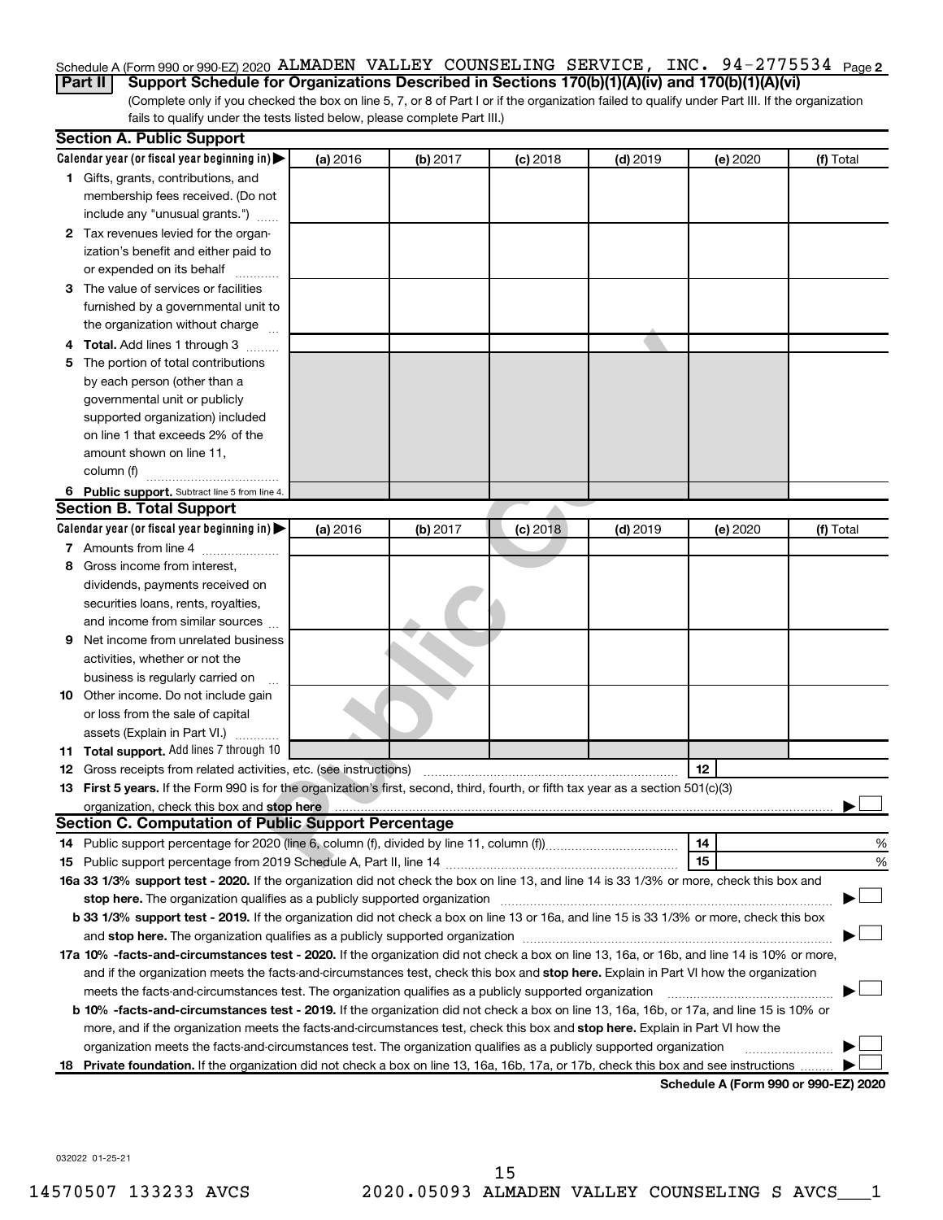Schedule A (Form 990 or 990-EZ) 2020 ALMADEN VALLEY COUNSELING SERVICE, INC. 94-2775534 Page 2

**Part II** **Support Schedule for Organizations Described in Sections 170(b)(1)(A)(iv) and 170(b)(1)(A)(vi)**

(Complete only if you checked the box on line 5, 7, or 8 of Part I or if the organization failed to qualify under Part III. If the organization fails to qualify under the tests listed below, please complete Part III.)

**Section A. Public Support**

| Calendar year (or fiscal year beginning in) ▶ | (a) 2016 | (b) 2017 | (c) 2018 | (d) 2019 | (e) 2020 | (f) Total |
|---|---|---|---|---|---|---|
| **1** Gifts, grants, contributions, and membership fees received. (Do not include any "unusual grants.") | | | | | | |
| **2** Tax revenues levied for the organization's benefit and either paid to or expended on its behalf | | | | | | |
| **3** The value of services or facilities furnished by a governmental unit to the organization without charge | | | | | | |
| **4** **Total.** Add lines 1 through 3 | | | | | | |
| **5** The portion of total contributions by each person (other than a governmental unit or publicly supported organization) included on line 1 that exceeds 2% of the amount shown on line 11, column (f) | | | | | | |
| **6** **Public support.** Subtract line 5 from line 4. | | | | | | |

**Section B. Total Support**

| Calendar year (or fiscal year beginning in) ▶ | (a) 2016 | (b) 2017 | (c) 2018 | (d) 2019 | (e) 2020 | (f) Total |
|---|---|---|---|---|---|---|
| **7** Amounts from line 4 | | | | | | |
| **8** Gross income from interest, dividends, payments received on securities loans, rents, royalties, and income from similar sources | | | | | | |
| **9** Net income from unrelated business activities, whether or not the business is regularly carried on | | | | | | |
| **10** Other income. Do not include gain or loss from the sale of capital assets (Explain in Part VI.) | | | | | | |
| **11** **Total support.** Add lines 7 through 10 | | | | | | |

**12** Gross receipts from related activities, etc. (see instructions) **12**

**13** **First 5 years.** If the Form 990 is for the organization's first, second, third, fourth, or fifth tax year as a section 501(c)(3) organization, check this box and **stop here** ▶ ☐

**Section C. Computation of Public Support Percentage**

**14** Public support percentage for 2020 (line 6, column (f), divided by line 11, column (f)) **14** %

**15** Public support percentage from 2019 Schedule A, Part II, line 14 **15** %

**16a 33 1/3% support test - 2020.** If the organization did not check the box on line 13, and line 14 is 33 1/3% or more, check this box and **stop here.** The organization qualifies as a publicly supported organization ▶ ☐

**b 33 1/3% support test - 2019.** If the organization did not check a box on line 13 or 16a, and line 15 is 33 1/3% or more, check this box and **stop here.** The organization qualifies as a publicly supported organization ▶ ☐

**17a 10% -facts-and-circumstances test - 2020.** If the organization did not check a box on line 13, 16a, or 16b, and line 14 is 10% or more, and if the organization meets the facts-and-circumstances test, check this box and **stop here.** Explain in Part VI how the organization meets the facts-and-circumstances test. The organization qualifies as a publicly supported organization ▶ ☐

**b 10% -facts-and-circumstances test - 2019.** If the organization did not check a box on line 13, 16a, 16b, or 17a, and line 15 is 10% or more, and if the organization meets the facts-and-circumstances test, check this box and **stop here.** Explain in Part VI how the organization meets the facts-and-circumstances test. The organization qualifies as a publicly supported organization ▶ ☐

**18** **Private foundation.** If the organization did not check a box on line 13, 16a, 16b, 17a, or 17b, check this box and see instructions ▶ ☐

**Schedule A (Form 990 or 990-EZ) 2020**

032022 01-25-21

14570507 133233 AVCS 2020.05093 ALMADEN VALLEY COUNSELING S AVCS___1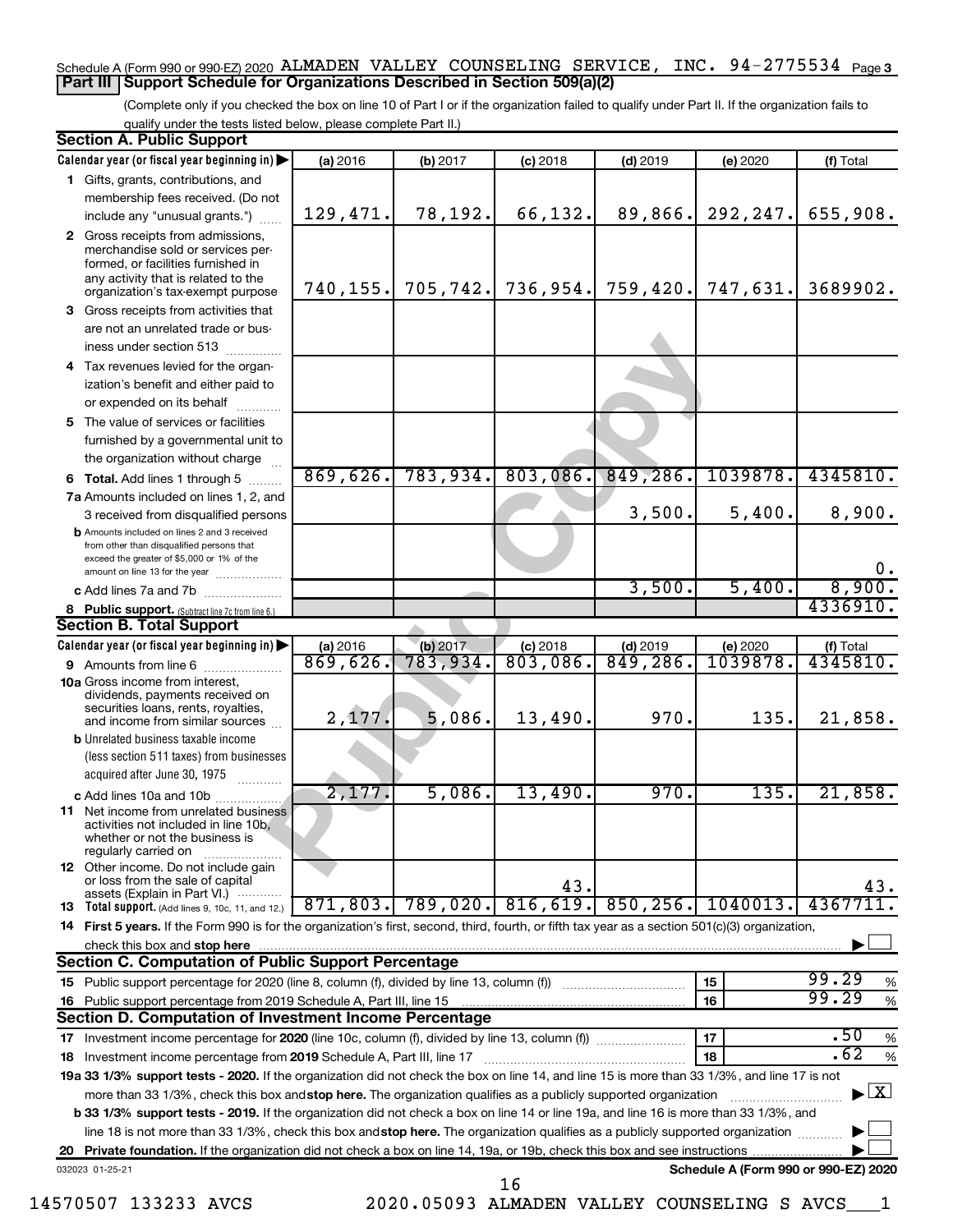Schedule A (Form 990 or 990-EZ) 2020 ALMADEN VALLEY COUNSELING SERVICE, INC. 94-2775534 Page 3

## Part III Support Schedule for Organizations Described in Section 509(a)(2)

(Complete only if you checked the box on line 10 of Part I or if the organization failed to qualify under Part II. If the organization fails to qualify under the tests listed below, please complete Part II.)

### Section A. Public Support

| Calendar year (or fiscal year beginning in) ▶ | (a) 2016 | (b) 2017 | (c) 2018 | (d) 2019 | (e) 2020 | (f) Total |
|---|---|---|---|---|---|---|
| 1 Gifts, grants, contributions, and membership fees received. (Do not include any "unusual grants.") | 129,471. | 78,192. | 66,132. | 89,866. | 292,247. | 655,908. |
| 2 Gross receipts from admissions, merchandise sold or services performed, or facilities furnished in any activity that is related to the organization's tax-exempt purpose | 740,155. | 705,742. | 736,954. | 759,420. | 747,631. | 3689902. |
| 3 Gross receipts from activities that are not an unrelated trade or business under section 513 | | | | | | |
| 4 Tax revenues levied for the organization's benefit and either paid to or expended on its behalf | | | | | | |
| 5 The value of services or facilities furnished by a governmental unit to the organization without charge | | | | | | |
| 6 Total. Add lines 1 through 5 | 869,626. | 783,934. | 803,086. | 849,286. | 1039878. | 4345810. |
| 7a Amounts included on lines 1, 2, and 3 received from disqualified persons | | | | 3,500. | 5,400. | 8,900. |
| b Amounts included on lines 2 and 3 received from other than disqualified persons that exceed the greater of $5,000 or 1% of the amount on line 13 for the year | | | | | | 0. |
| c Add lines 7a and 7b | | | | 3,500. | 5,400. | 8,900. |
| 8 Public support. (Subtract line 7c from line 6.) | | | | | | 4336910. |

### Section B. Total Support

| Calendar year (or fiscal year beginning in) ▶ | (a) 2016 | (b) 2017 | (c) 2018 | (d) 2019 | (e) 2020 | (f) Total |
|---|---|---|---|---|---|---|
| 9 Amounts from line 6 | 869,626. | 783,934. | 803,086. | 849,286. | 1039878. | 4345810. |
| 10a Gross income from interest, dividends, payments received on securities loans, rents, royalties, and income from similar sources | 2,177. | 5,086. | 13,490. | 970. | 135. | 21,858. |
| b Unrelated business taxable income (less section 511 taxes) from businesses acquired after June 30, 1975 | | | | | | |
| c Add lines 10a and 10b | 2,177. | 5,086. | 13,490. | 970. | 135. | 21,858. |
| 11 Net income from unrelated business activities not included in line 10b, whether or not the business is regularly carried on | | | | | | |
| 12 Other income. Do not include gain or loss from the sale of capital assets (Explain in Part VI.) | | | 43. | | | 43. |
| 13 Total support. (Add lines 9, 10c, 11, and 12.) | 871,803. | 789,020. | 816,619. | 850,256. | 1040013. | 4367711. |

14 First 5 years. If the Form 990 is for the organization's first, second, third, fourth, or fifth tax year as a section 501(c)(3) organization, check this box and stop here ▶ ☐

### Section C. Computation of Public Support Percentage

| | | | |
|---|---|---|---|
| 15 Public support percentage for 2020 (line 8, column (f), divided by line 13, column (f)) | 15 | 99.29 | % |
| 16 Public support percentage from 2019 Schedule A, Part III, line 15 | 16 | 99.29 | % |

### Section D. Computation of Investment Income Percentage

| | | | |
|---|---|---|---|
| 17 Investment income percentage for 2020 (line 10c, column (f), divided by line 13, column (f)) | 17 | .50 | % |
| 18 Investment income percentage from 2019 Schedule A, Part III, line 17 | 18 | .62 | % |

19a 33 1/3% support tests - 2020. If the organization did not check the box on line 14, and line 15 is more than 33 1/3%, and line 17 is not more than 33 1/3%, check this box and stop here. The organization qualifies as a publicly supported organization ▶ ☒

b 33 1/3% support tests - 2019. If the organization did not check a box on line 14 or line 19a, and line 16 is more than 33 1/3%, and line 18 is not more than 33 1/3%, check this box and stop here. The organization qualifies as a publicly supported organization ▶ ☐

20 Private foundation. If the organization did not check a box on line 14, 19a, or 19b, check this box and see instructions ▶ ☐

032023 01-25-21 Schedule A (Form 990 or 990-EZ) 2020

14570507 133233 AVCS 2020.05093 ALMADEN VALLEY COUNSELING S AVCS___1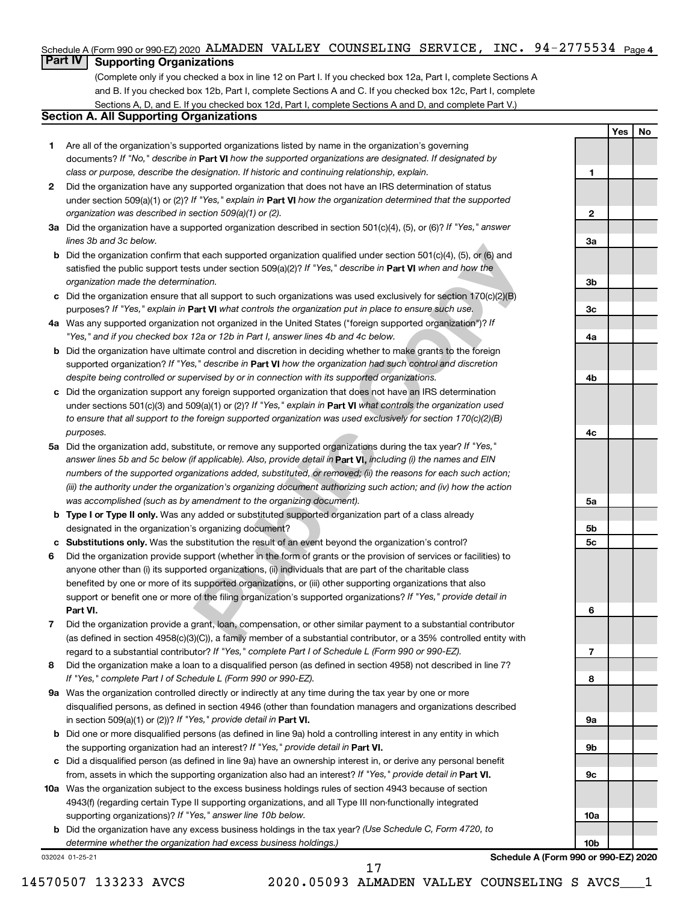Schedule A (Form 990 or 990-EZ) 2020 ALMADEN VALLEY COUNSELING SERVICE, INC. 94-2775534 Page 4

## Part IV Supporting Organizations

(Complete only if you checked a box in line 12 on Part I. If you checked box 12a, Part I, complete Sections A and B. If you checked box 12b, Part I, complete Sections A and C. If you checked box 12c, Part I, complete Sections A, D, and E. If you checked box 12d, Part I, complete Sections A and D, and complete Part V.)

### Section A. All Supporting Organizations

| | | | Yes | No |
|---|---|---|---|---|
| 1 | Are all of the organization's supported organizations listed by name in the organization's governing documents? *If "No," describe in* **Part VI** *how the supported organizations are designated. If designated by class or purpose, describe the designation. If historic and continuing relationship, explain.* | 1 | | |
| 2 | Did the organization have any supported organization that does not have an IRS determination of status under section 509(a)(1) or (2)? *If "Yes," explain in* **Part VI** *how the organization determined that the supported organization was described in section 509(a)(1) or (2).* | 2 | | |
| 3a | Did the organization have a supported organization described in section 501(c)(4), (5), or (6)? *If "Yes," answer lines 3b and 3c below.* | 3a | | |
| b | Did the organization confirm that each supported organization qualified under section 501(c)(4), (5), or (6) and satisfied the public support tests under section 509(a)(2)? *If "Yes," describe in* **Part VI** *when and how the organization made the determination.* | 3b | | |
| c | Did the organization ensure that all support to such organizations was used exclusively for section 170(c)(2)(B) purposes? *If "Yes," explain in* **Part VI** *what controls the organization put in place to ensure such use.* | 3c | | |
| 4a | Was any supported organization not organized in the United States ("foreign supported organization")? *If "Yes," and if you checked box 12a or 12b in Part I, answer lines 4b and 4c below.* | 4a | | |
| b | Did the organization have ultimate control and discretion in deciding whether to make grants to the foreign supported organization? *If "Yes," describe in* **Part VI** *how the organization had such control and discretion despite being controlled or supervised by or in connection with its supported organizations.* | 4b | | |
| c | Did the organization support any foreign supported organization that does not have an IRS determination under sections 501(c)(3) and 509(a)(1) or (2)? *If "Yes," explain in* **Part VI** *what controls the organization used to ensure that all support to the foreign supported organization was used exclusively for section 170(c)(2)(B) purposes.* | 4c | | |
| 5a | Did the organization add, substitute, or remove any supported organizations during the tax year? *If "Yes," answer lines 5b and 5c below (if applicable). Also, provide detail in* **Part VI,** *including (i) the names and EIN numbers of the supported organizations added, substituted, or removed; (ii) the reasons for each such action; (iii) the authority under the organization's organizing document authorizing such action; and (iv) how the action was accomplished (such as by amendment to the organizing document).* | 5a | | |
| b | **Type I or Type II only.** Was any added or substituted supported organization part of a class already designated in the organization's organizing document? | 5b | | |
| c | **Substitutions only.** Was the substitution the result of an event beyond the organization's control? | 5c | | |
| 6 | Did the organization provide support (whether in the form of grants or the provision of services or facilities) to anyone other than (i) its supported organizations, (ii) individuals that are part of the charitable class benefited by one or more of its supported organizations, or (iii) other supporting organizations that also support or benefit one or more of the filing organization's supported organizations? *If "Yes," provide detail in* **Part VI.** | 6 | | |
| 7 | Did the organization provide a grant, loan, compensation, or other similar payment to a substantial contributor (as defined in section 4958(c)(3)(C)), a family member of a substantial contributor, or a 35% controlled entity with regard to a substantial contributor? *If "Yes," complete Part I of Schedule L (Form 990 or 990-EZ).* | 7 | | |
| 8 | Did the organization make a loan to a disqualified person (as defined in section 4958) not described in line 7? *If "Yes," complete Part I of Schedule L (Form 990 or 990-EZ).* | 8 | | |
| 9a | Was the organization controlled directly or indirectly at any time during the tax year by one or more disqualified persons, as defined in section 4946 (other than foundation managers and organizations described in section 509(a)(1) or (2))? *If "Yes," provide detail in* **Part VI.** | 9a | | |
| b | Did one or more disqualified persons (as defined in line 9a) hold a controlling interest in any entity in which the supporting organization had an interest? *If "Yes," provide detail in* **Part VI.** | 9b | | |
| c | Did a disqualified person (as defined in line 9a) have an ownership interest in, or derive any personal benefit from, assets in which the supporting organization also had an interest? *If "Yes," provide detail in* **Part VI.** | 9c | | |
| 10a | Was the organization subject to the excess business holdings rules of section 4943 because of section 4943(f) (regarding certain Type II supporting organizations, and all Type III non-functionally integrated supporting organizations)? *If "Yes," answer line 10b below.* | 10a | | |
| b | Did the organization have any excess business holdings in the tax year? *(Use Schedule C, Form 4720, to determine whether the organization had excess business holdings.)* | 10b | | |

032024 01-25-21 **Schedule A (Form 990 or 990-EZ) 2020**

14570507 133233 AVCS 2020.05093 ALMADEN VALLEY COUNSELING S AVCS___1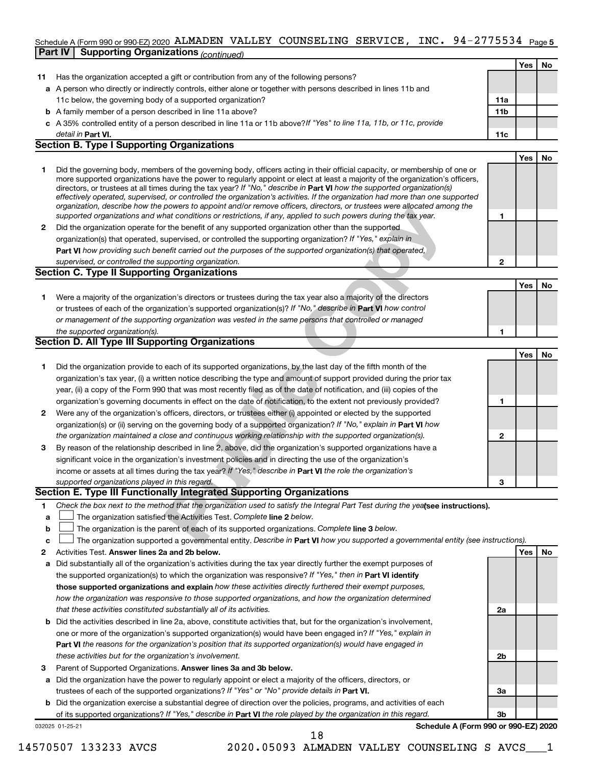Schedule A (Form 990 or 990-EZ) 2020 ALMADEN VALLEY COUNSELING SERVICE, INC. 94-2775534 Page 5

**Part IV Supporting Organizations** *(continued)*

| | | | Yes | No |
|---|---|---|---|---|
| **11** | Has the organization accepted a gift or contribution from any of the following persons? | | | |
| **a** | A person who directly or indirectly controls, either alone or together with persons described in lines 11b and 11c below, the governing body of a supported organization? | **11a** | | |
| **b** | A family member of a person described in line 11a above? | **11b** | | |
| **c** | A 35% controlled entity of a person described in line 11a or 11b above? *If "Yes" to line 11a, 11b, or 11c, provide detail in* **Part VI.** | **11c** | | |

**Section B. Type I Supporting Organizations**

| | | | Yes | No |
|---|---|---|---|---|
| **1** | Did the governing body, members of the governing body, officers acting in their official capacity, or membership of one or more supported organizations have the power to regularly appoint or elect at least a majority of the organization's officers, directors, or trustees at all times during the tax year? *If "No," describe in* **Part VI** *how the supported organization(s) effectively operated, supervised, or controlled the organization's activities. If the organization had more than one supported organization, describe how the powers to appoint and/or remove officers, directors, or trustees were allocated among the supported organizations and what conditions or restrictions, if any, applied to such powers during the tax year.* | **1** | | |
| **2** | Did the organization operate for the benefit of any supported organization other than the supported organization(s) that operated, supervised, or controlled the supporting organization? *If "Yes," explain in* **Part VI** *how providing such benefit carried out the purposes of the supported organization(s) that operated, supervised, or controlled the supporting organization.* | **2** | | |

**Section C. Type II Supporting Organizations**

| | | | Yes | No |
|---|---|---|---|---|
| **1** | Were a majority of the organization's directors or trustees during the tax year also a majority of the directors or trustees of each of the organization's supported organization(s)? *If "No," describe in* **Part VI** *how control or management of the supporting organization was vested in the same persons that controlled or managed the supported organization(s).* | **1** | | |

**Section D. All Type III Supporting Organizations**

| | | | Yes | No |
|---|---|---|---|---|
| **1** | Did the organization provide to each of its supported organizations, by the last day of the fifth month of the organization's tax year, (i) a written notice describing the type and amount of support provided during the prior tax year, (ii) a copy of the Form 990 that was most recently filed as of the date of notification, and (iii) copies of the organization's governing documents in effect on the date of notification, to the extent not previously provided? | **1** | | |
| **2** | Were any of the organization's officers, directors, or trustees either (i) appointed or elected by the supported organization(s) or (ii) serving on the governing body of a supported organization? *If "No," explain in* **Part VI** *how the organization maintained a close and continuous working relationship with the supported organization(s).* | **2** | | |
| **3** | By reason of the relationship described in line 2, above, did the organization's supported organizations have a significant voice in the organization's investment policies and in directing the use of the organization's income or assets at all times during the tax year? *If "Yes," describe in* **Part VI** *the role the organization's supported organizations played in this regard.* | **3** | | |

**Section E. Type III Functionally Integrated Supporting Organizations**

**1** *Check the box next to the method that the organization used to satisfy the Integral Part Test during the year* **(see instructions).**

**a** ☐ The organization satisfied the Activities Test. *Complete* **line 2** *below.*

**b** ☐ The organization is the parent of each of its supported organizations. *Complete* **line 3** *below.*

**c** ☐ The organization supported a governmental entity. *Describe in* **Part VI** *how you supported a governmental entity (see instructions).*

| | | | Yes | No |
|---|---|---|---|---|
| **2** | Activities Test. **Answer lines 2a and 2b below.** | | | |
| **a** | Did substantially all of the organization's activities during the tax year directly further the exempt purposes of the supported organization(s) to which the organization was responsive? *If "Yes," then in* **Part VI identify those supported organizations and explain** *how these activities directly furthered their exempt purposes, how the organization was responsive to those supported organizations, and how the organization determined that these activities constituted substantially all of its activities.* | **2a** | | |
| **b** | Did the activities described in line 2a, above, constitute activities that, but for the organization's involvement, one or more of the organization's supported organization(s) would have been engaged in? *If "Yes," explain in* **Part VI** *the reasons for the organization's position that its supported organization(s) would have engaged in these activities but for the organization's involvement.* | **2b** | | |
| **3** | Parent of Supported Organizations. **Answer lines 3a and 3b below.** | | | |
| **a** | Did the organization have the power to regularly appoint or elect a majority of the officers, directors, or trustees of each of the supported organizations? *If "Yes" or "No" provide details in* **Part VI.** | **3a** | | |
| **b** | Did the organization exercise a substantial degree of direction over the policies, programs, and activities of each of its supported organizations? *If "Yes," describe in* **Part VI** *the role played by the organization in this regard.* | **3b** | | |

032025 01-25-21 **Schedule A (Form 990 or 990-EZ) 2020**

14570507 133233 AVCS 2020.05093 ALMADEN VALLEY COUNSELING S AVCS___1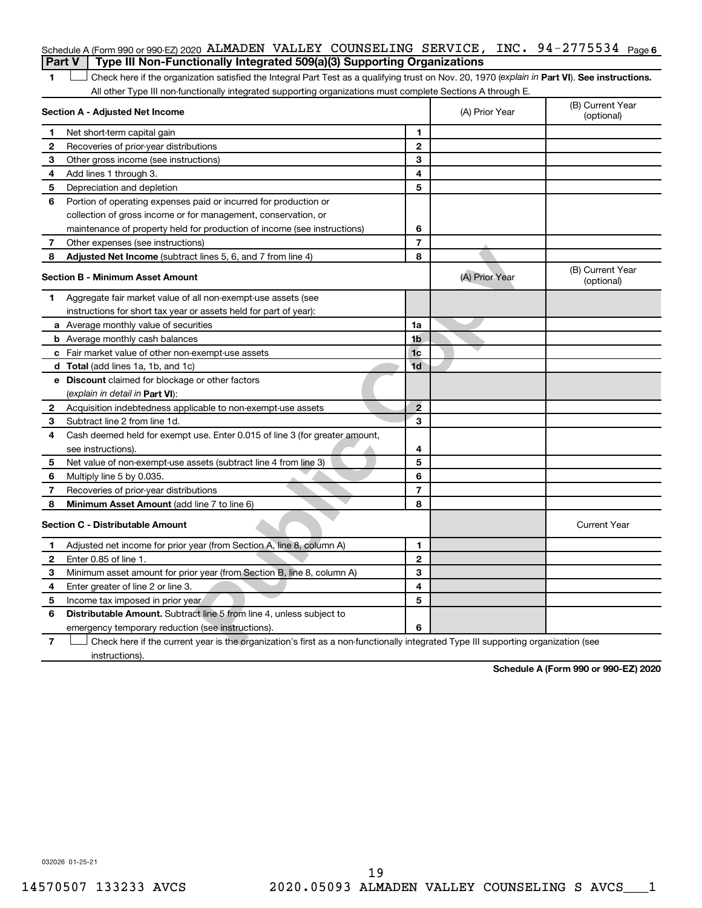Schedule A (Form 990 or 990-EZ) 2020 ALMADEN VALLEY COUNSELING SERVICE, INC. 94-2775534 Page 6

**Part V | Type III Non-Functionally Integrated 509(a)(3) Supporting Organizations**

1 ☐ Check here if the organization satisfied the Integral Part Test as a qualifying trust on Nov. 20, 1970 (*explain in* **Part VI**). **See instructions.** All other Type III non-functionally integrated supporting organizations must complete Sections A through E.

| **Section A - Adjusted Net Income** | | (A) Prior Year | (B) Current Year (optional) |
|---|---|---|---|
| 1 Net short-term capital gain | 1 | | |
| 2 Recoveries of prior-year distributions | 2 | | |
| 3 Other gross income (see instructions) | 3 | | |
| 4 Add lines 1 through 3. | 4 | | |
| 5 Depreciation and depletion | 5 | | |
| 6 Portion of operating expenses paid or incurred for production or collection of gross income or for management, conservation, or maintenance of property held for production of income (see instructions) | 6 | | |
| 7 Other expenses (see instructions) | 7 | | |
| 8 **Adjusted Net Income** (subtract lines 5, 6, and 7 from line 4) | 8 | | |

| **Section B - Minimum Asset Amount** | | (A) Prior Year | (B) Current Year (optional) |
|---|---|---|---|
| 1 Aggregate fair market value of all non-exempt-use assets (see instructions for short tax year or assets held for part of year): | | | |
| a Average monthly value of securities | 1a | | |
| b Average monthly cash balances | 1b | | |
| c Fair market value of other non-exempt-use assets | 1c | | |
| d **Total** (add lines 1a, 1b, and 1c) | 1d | | |
| e **Discount** claimed for blockage or other factors (*explain in detail in* **Part VI**): | | | |
| 2 Acquisition indebtedness applicable to non-exempt-use assets | 2 | | |
| 3 Subtract line 2 from line 1d. | 3 | | |
| 4 Cash deemed held for exempt use. Enter 0.015 of line 3 (for greater amount, see instructions). | 4 | | |
| 5 Net value of non-exempt-use assets (subtract line 4 from line 3) | 5 | | |
| 6 Multiply line 5 by 0.035. | 6 | | |
| 7 Recoveries of prior-year distributions | 7 | | |
| 8 **Minimum Asset Amount** (add line 7 to line 6) | 8 | | |

| **Section C - Distributable Amount** | | | Current Year |
|---|---|---|---|
| 1 Adjusted net income for prior year (from Section A, line 8, column A) | 1 | | |
| 2 Enter 0.85 of line 1. | 2 | | |
| 3 Minimum asset amount for prior year (from Section B, line 8, column A) | 3 | | |
| 4 Enter greater of line 2 or line 3. | 4 | | |
| 5 Income tax imposed in prior year | 5 | | |
| 6 **Distributable Amount.** Subtract line 5 from line 4, unless subject to emergency temporary reduction (see instructions). | 6 | | |

7 ☐ Check here if the current year is the organization's first as a non-functionally integrated Type III supporting organization (see instructions).

**Schedule A (Form 990 or 990-EZ) 2020**

032026 01-25-21

14570507 133233 AVCS 2020.05093 ALMADEN VALLEY COUNSELING S AVCS___1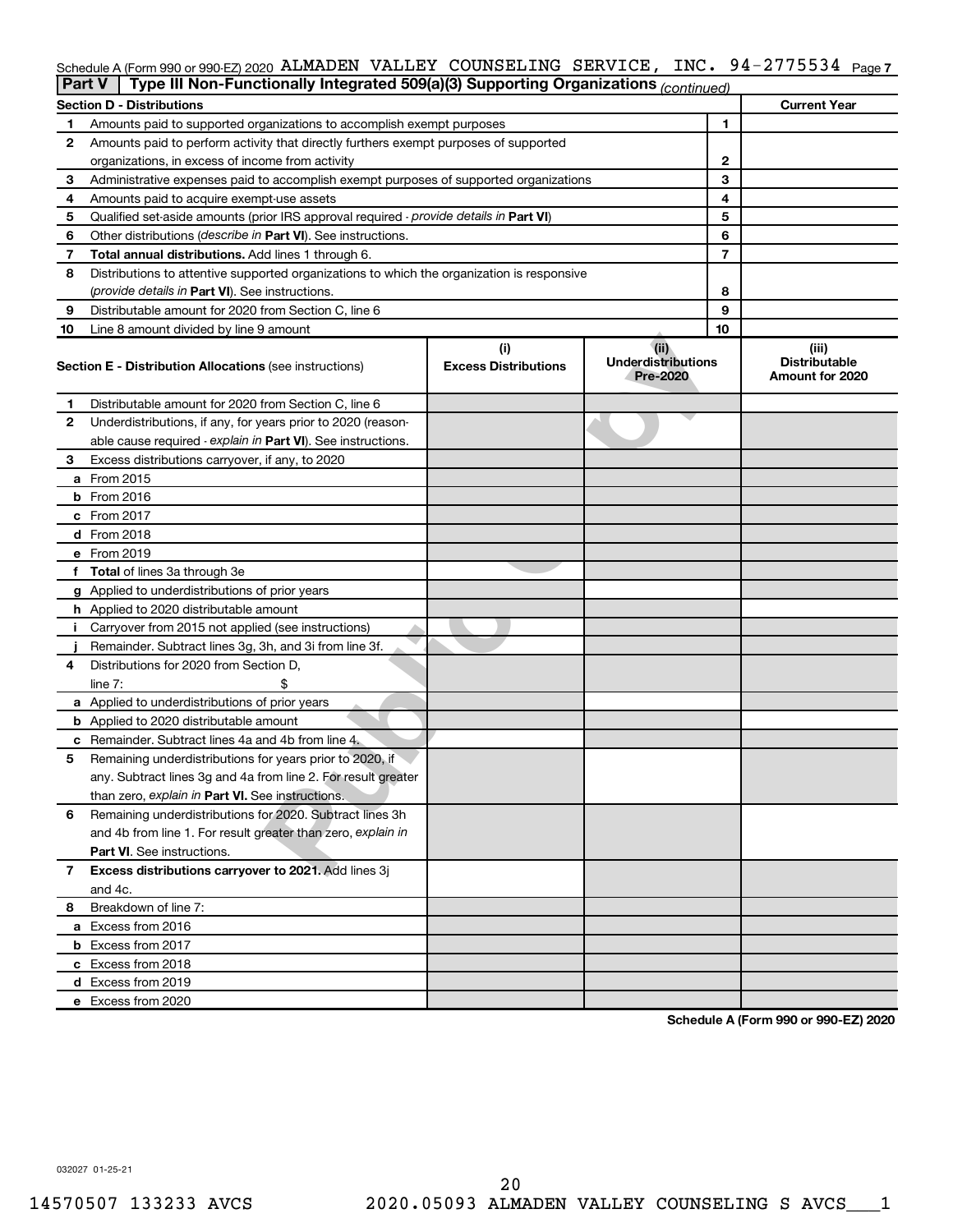Schedule A (Form 990 or 990-EZ) 2020 ALMADEN VALLEY COUNSELING SERVICE, INC. 94-2775534 Page 7

## Part V | Type III Non-Functionally Integrated 509(a)(3) Supporting Organizations (continued)

| Section D - Distributions | | Current Year |
|---|---|---|
| 1 Amounts paid to supported organizations to accomplish exempt purposes | 1 | |
| 2 Amounts paid to perform activity that directly furthers exempt purposes of supported organizations, in excess of income from activity | 2 | |
| 3 Administrative expenses paid to accomplish exempt purposes of supported organizations | 3 | |
| 4 Amounts paid to acquire exempt-use assets | 4 | |
| 5 Qualified set-aside amounts (prior IRS approval required - *provide details in* **Part VI**) | 5 | |
| 6 Other distributions (*describe in* **Part VI**). See instructions. | 6 | |
| 7 **Total annual distributions.** Add lines 1 through 6. | 7 | |
| 8 Distributions to attentive supported organizations to which the organization is responsive (*provide details in* **Part VI**). See instructions. | 8 | |
| 9 Distributable amount for 2020 from Section C, line 6 | 9 | |
| 10 Line 8 amount divided by line 9 amount | 10 | |

| Section E - Distribution Allocations (see instructions) | (i) Excess Distributions | (ii) Underdistributions Pre-2020 | (iii) Distributable Amount for 2020 |
|---|---|---|---|
| 1 Distributable amount for 2020 from Section C, line 6 | | | |
| 2 Underdistributions, if any, for years prior to 2020 (reasonable cause required - *explain in* **Part VI**). See instructions. | | | |
| 3 Excess distributions carryover, if any, to 2020 | | | |
| a From 2015 | | | |
| b From 2016 | | | |
| c From 2017 | | | |
| d From 2018 | | | |
| e From 2019 | | | |
| f **Total** of lines 3a through 3e | | | |
| g Applied to underdistributions of prior years | | | |
| h Applied to 2020 distributable amount | | | |
| i Carryover from 2015 not applied (see instructions) | | | |
| j Remainder. Subtract lines 3g, 3h, and 3i from line 3f. | | | |
| 4 Distributions for 2020 from Section D, line 7: $ | | | |
| a Applied to underdistributions of prior years | | | |
| b Applied to 2020 distributable amount | | | |
| c Remainder. Subtract lines 4a and 4b from line 4. | | | |
| 5 Remaining underdistributions for years prior to 2020, if any. Subtract lines 3g and 4a from line 2. For result greater than zero, *explain in* **Part VI.** See instructions. | | | |
| 6 Remaining underdistributions for 2020. Subtract lines 3h and 4b from line 1. For result greater than zero, *explain in* **Part VI**. See instructions. | | | |
| 7 **Excess distributions carryover to 2021.** Add lines 3j and 4c. | | | |
| 8 Breakdown of line 7: | | | |
| a Excess from 2016 | | | |
| b Excess from 2017 | | | |
| c Excess from 2018 | | | |
| d Excess from 2019 | | | |
| e Excess from 2020 | | | |

**Schedule A (Form 990 or 990-EZ) 2020**

032027 01-25-21

14570507 133233 AVCS 2020.05093 ALMADEN VALLEY COUNSELING S AVCS___1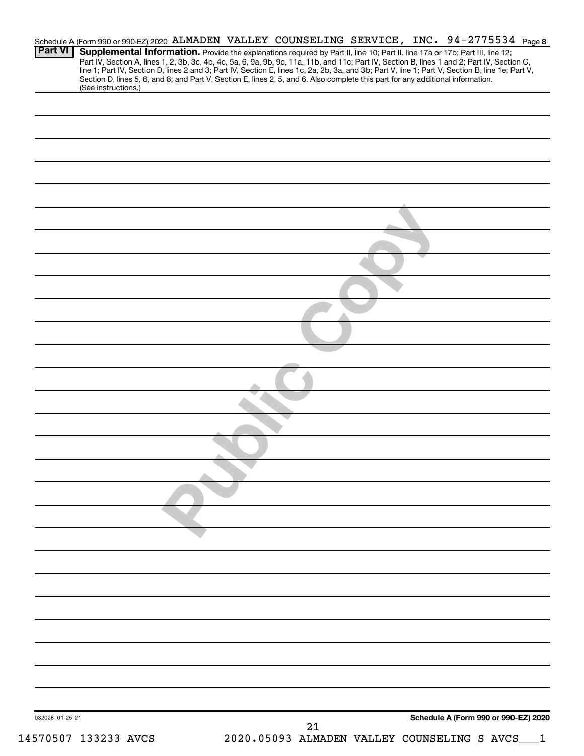Schedule A (Form 990 or 990-EZ) 2020 ALMADEN VALLEY COUNSELING SERVICE, INC. 94-2775534 Page 8

**Part VI** **Supplemental Information.** Provide the explanations required by Part II, line 10; Part II, line 17a or 17b; Part III, line 12; Part IV, Section A, lines 1, 2, 3b, 3c, 4b, 4c, 5a, 6, 9a, 9b, 9c, 11a, 11b, and 11c; Part IV, Section B, lines 1 and 2; Part IV, Section C, line 1; Part IV, Section D, lines 2 and 3; Part IV, Section E, lines 1c, 2a, 2b, 3a, and 3b; Part V, line 1; Part V, Section B, line 1e; Part V, Section D, lines 5, 6, and 8; and Part V, Section E, lines 2, 5, and 6. Also complete this part for any additional information. (See instructions.)

Public Copy

032028 01-25-21

**Schedule A (Form 990 or 990-EZ) 2020**

14570507 133233 AVCS 2020.05093 ALMADEN VALLEY COUNSELING S AVCS___1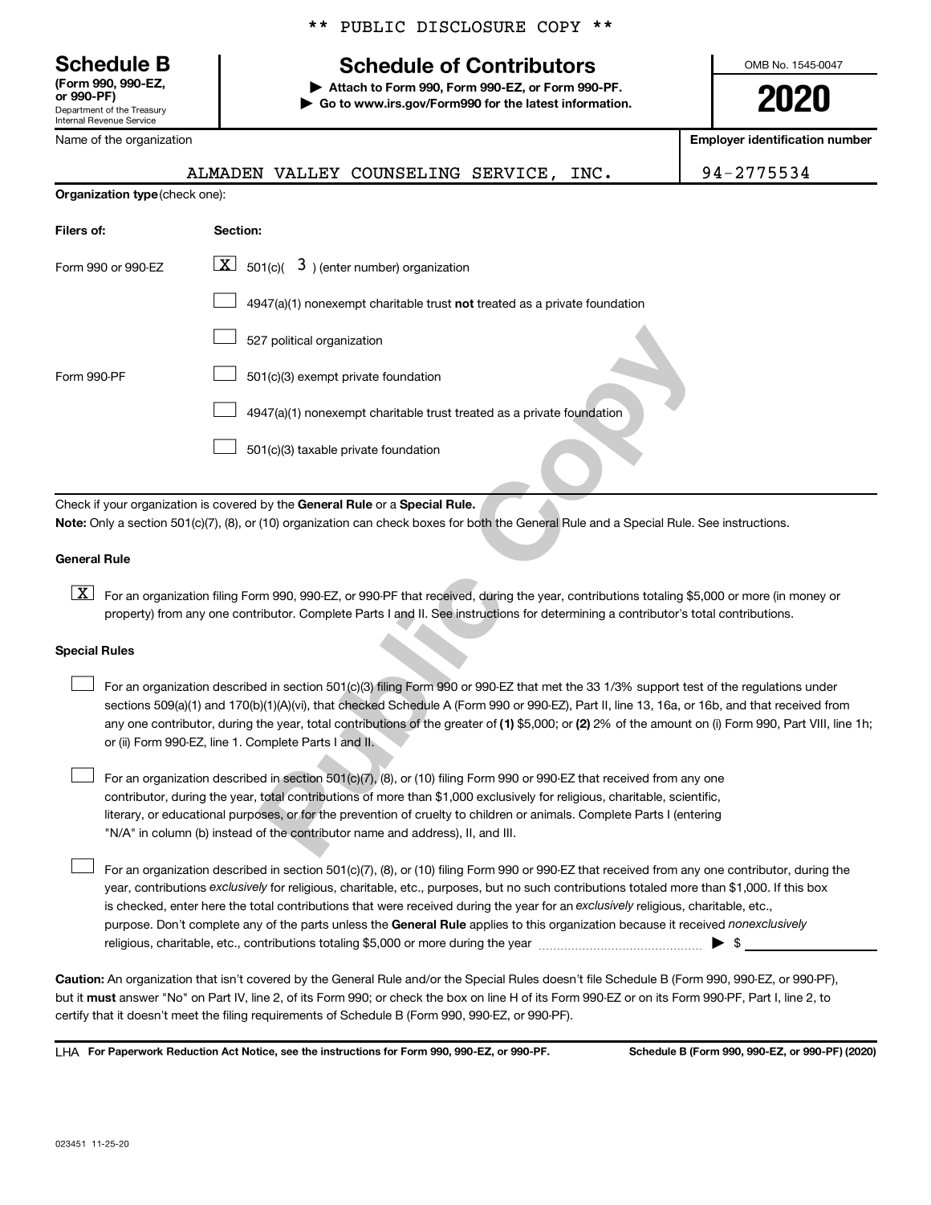** PUBLIC DISCLOSURE COPY **

# Schedule B (Form 990, 990-EZ, or 990-PF)

Department of the Treasury
Internal Revenue Service

## Schedule of Contributors

▶ Attach to Form 990, Form 990-EZ, or Form 990-PF.
▶ Go to www.irs.gov/Form990 for the latest information.

OMB No. 1545-0047

**2020**

| Name of the organization | Employer identification number |
|---|---|
| ALMADEN VALLEY COUNSELING SERVICE, INC. | 94-2775534 |

**Organization type** (check one):

| Filers of: | Section: |
|---|---|
| Form 990 or 990-EZ | [X] 501(c)( 3 ) (enter number) organization |
| | [ ] 4947(a)(1) nonexempt charitable trust **not** treated as a private foundation |
| | [ ] 527 political organization |
| Form 990-PF | [ ] 501(c)(3) exempt private foundation |
| | [ ] 4947(a)(1) nonexempt charitable trust treated as a private foundation |
| | [ ] 501(c)(3) taxable private foundation |

Check if your organization is covered by the **General Rule** or a **Special Rule.**

**Note:** Only a section 501(c)(7), (8), or (10) organization can check boxes for both the General Rule and a Special Rule. See instructions.

**General Rule**

[X] For an organization filing Form 990, 990-EZ, or 990-PF that received, during the year, contributions totaling $5,000 or more (in money or property) from any one contributor. Complete Parts I and II. See instructions for determining a contributor's total contributions.

**Special Rules**

[ ] For an organization described in section 501(c)(3) filing Form 990 or 990-EZ that met the 33 1/3% support test of the regulations under sections 509(a)(1) and 170(b)(1)(A)(vi), that checked Schedule A (Form 990 or 990-EZ), Part II, line 13, 16a, or 16b, and that received from any one contributor, during the year, total contributions of the greater of **(1)** $5,000; or **(2)** 2% of the amount on (i) Form 990, Part VIII, line 1h; or (ii) Form 990-EZ, line 1. Complete Parts I and II.

[ ] For an organization described in section 501(c)(7), (8), or (10) filing Form 990 or 990-EZ that received from any one contributor, during the year, total contributions of more than $1,000 exclusively for religious, charitable, scientific, literary, or educational purposes, or for the prevention of cruelty to children or animals. Complete Parts I (entering "N/A" in column (b) instead of the contributor name and address), II, and III.

[ ] For an organization described in section 501(c)(7), (8), or (10) filing Form 990 or 990-EZ that received from any one contributor, during the year, contributions *exclusively* for religious, charitable, etc., purposes, but no such contributions totaled more than $1,000. If this box is checked, enter here the total contributions that were received during the year for an *exclusively* religious, charitable, etc., purpose. Don't complete any of the parts unless the **General Rule** applies to this organization because it received *nonexclusively* religious, charitable, etc., contributions totaling $5,000 or more during the year ▶ $ ____________

**Caution:** An organization that isn't covered by the General Rule and/or the Special Rules doesn't file Schedule B (Form 990, 990-EZ, or 990-PF), but it **must** answer "No" on Part IV, line 2, of its Form 990; or check the box on line H of its Form 990-EZ or on its Form 990-PF, Part I, line 2, to certify that it doesn't meet the filing requirements of Schedule B (Form 990, 990-EZ, or 990-PF).

LHA **For Paperwork Reduction Act Notice, see the instructions for Form 990, 990-EZ, or 990-PF.** **Schedule B (Form 990, 990-EZ, or 990-PF) (2020)**

023451 11-25-20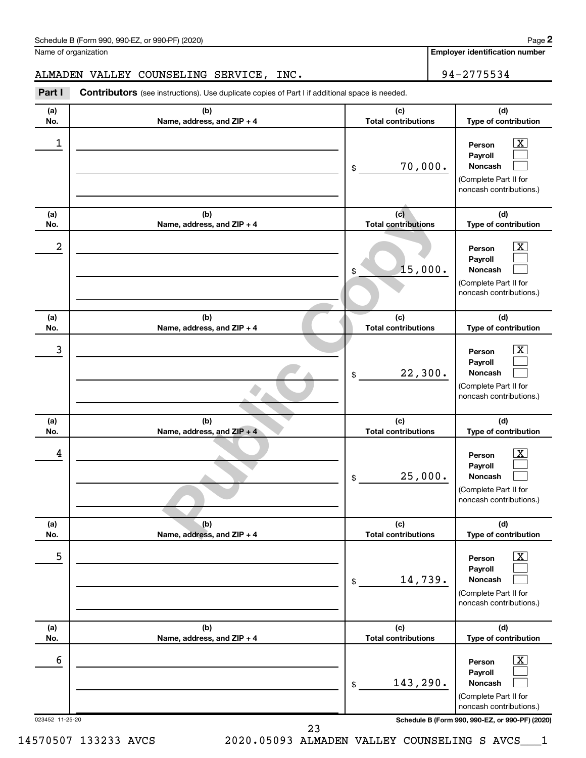Schedule B (Form 990, 990-EZ, or 990-PF) (2020)

Name of organization: ALMADEN VALLEY COUNSELING SERVICE, INC.

Employer identification number: 94-2775534

**Part I** **Contributors** (see instructions). Use duplicate copies of Part I if additional space is needed.

| (a) No. | (b) Name, address, and ZIP + 4 | (c) Total contributions | (d) Type of contribution |
|---|---|---|---|
| 1 | | $ 70,000. | Person [X] Payroll [ ] Noncash [ ] (Complete Part II for noncash contributions.) |
| 2 | | $ 15,000. | Person [X] Payroll [ ] Noncash [ ] (Complete Part II for noncash contributions.) |
| 3 | | $ 22,300. | Person [X] Payroll [ ] Noncash [ ] (Complete Part II for noncash contributions.) |
| 4 | | $ 25,000. | Person [X] Payroll [ ] Noncash [ ] (Complete Part II for noncash contributions.) |
| 5 | | $ 14,739. | Person [X] Payroll [ ] Noncash [ ] (Complete Part II for noncash contributions.) |
| 6 | | $ 143,290. | Person [X] Payroll [ ] Noncash [ ] (Complete Part II for noncash contributions.) |

023452 11-25-20

Public Copy

14570507 133233 AVCS 2020.05093 ALMADEN VALLEY COUNSELING S AVCS___1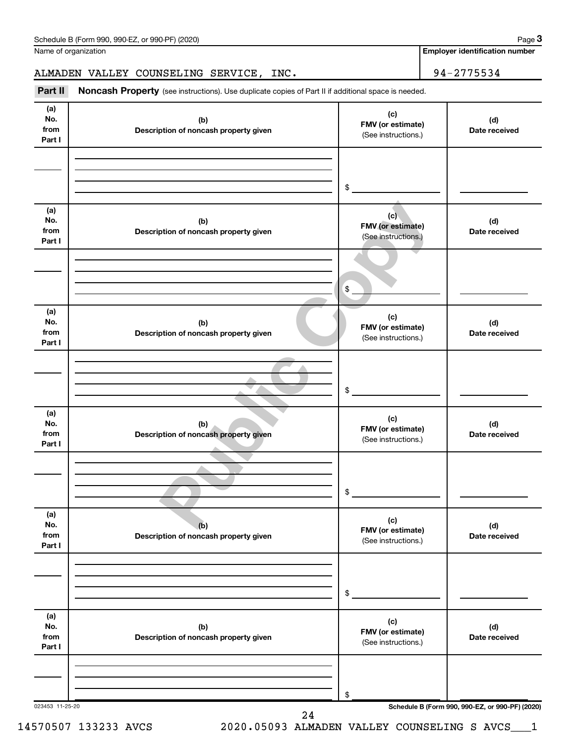Name of organization

ALMADEN VALLEY COUNSELING SERVICE, INC.

**Employer identification number**

94-2775534

**Part II** **Noncash Property** (see instructions). Use duplicate copies of Part II if additional space is needed.

| (a) No. from Part I | (b) Description of noncash property given | (c) FMV (or estimate) (See instructions.) | (d) Date received |
|---|---|---|---|
| | | $ | |

| (a) No. from Part I | (b) Description of noncash property given | (c) FMV (or estimate) (See instructions.) | (d) Date received |
|---|---|---|---|
| | | $ | |

| (a) No. from Part I | (b) Description of noncash property given | (c) FMV (or estimate) (See instructions.) | (d) Date received |
|---|---|---|---|
| | | $ | |

| (a) No. from Part I | (b) Description of noncash property given | (c) FMV (or estimate) (See instructions.) | (d) Date received |
|---|---|---|---|
| | | $ | |

| (a) No. from Part I | (b) Description of noncash property given | (c) FMV (or estimate) (See instructions.) | (d) Date received |
|---|---|---|---|
| | | $ | |

| (a) No. from Part I | (b) Description of noncash property given | (c) FMV (or estimate) (See instructions.) | (d) Date received |
|---|---|---|---|
| | | $ | |

Public Copy

023453 11-25-20

14570507 133233 AVCS 2020.05093 ALMADEN VALLEY COUNSELING S AVCS___1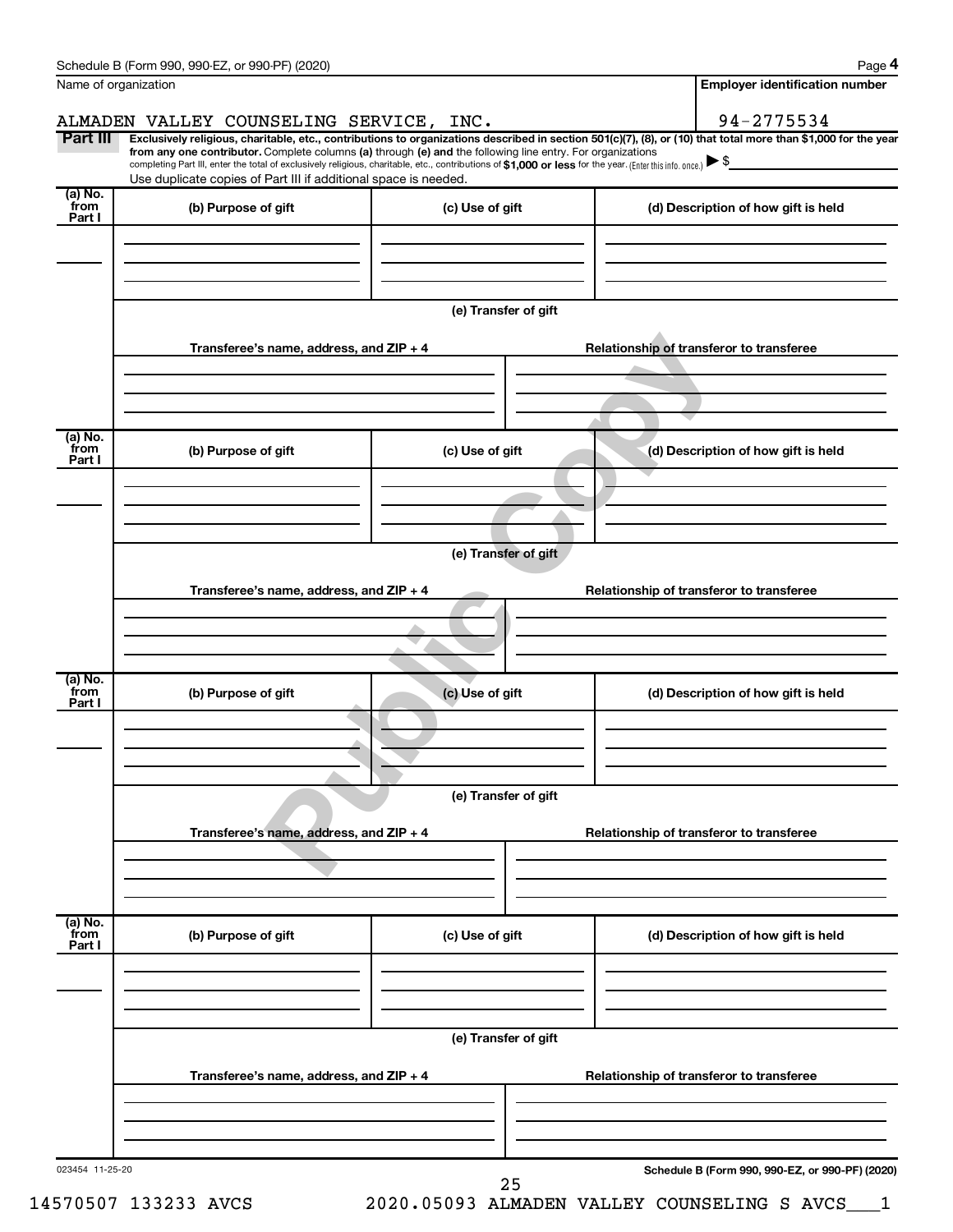Name of organization

**Employer identification number**

ALMADEN VALLEY COUNSELING SERVICE, INC. 94-2775534

**Part III** **Exclusively religious, charitable, etc., contributions to organizations described in section 501(c)(7), (8), or (10) that total more than $1,000 for the year from any one contributor.** Complete columns **(a)** through **(e)** and the following line entry. For organizations completing Part III, enter the total of exclusively religious, charitable, etc., contributions of **$1,000 or less** for the year. (Enter this info. once.) ▶ $

Use duplicate copies of Part III if additional space is needed.

| (a) No. from Part I | (b) Purpose of gift | (c) Use of gift | (d) Description of how gift is held |
|---|---|---|---|
| | | | |

**(e) Transfer of gift**

| Transferee's name, address, and ZIP + 4 | Relationship of transferor to transferee |
|---|---|
| | |

| (a) No. from Part I | (b) Purpose of gift | (c) Use of gift | (d) Description of how gift is held |
|---|---|---|---|
| | | | |

**(e) Transfer of gift**

| Transferee's name, address, and ZIP + 4 | Relationship of transferor to transferee |
|---|---|
| | |

| (a) No. from Part I | (b) Purpose of gift | (c) Use of gift | (d) Description of how gift is held |
|---|---|---|---|
| | | | |

**(e) Transfer of gift**

| Transferee's name, address, and ZIP + 4 | Relationship of transferor to transferee |
|---|---|
| | |

| (a) No. from Part I | (b) Purpose of gift | (c) Use of gift | (d) Description of how gift is held |
|---|---|---|---|
| | | | |

**(e) Transfer of gift**

| Transferee's name, address, and ZIP + 4 | Relationship of transferor to transferee |
|---|---|
| | |

Public Copy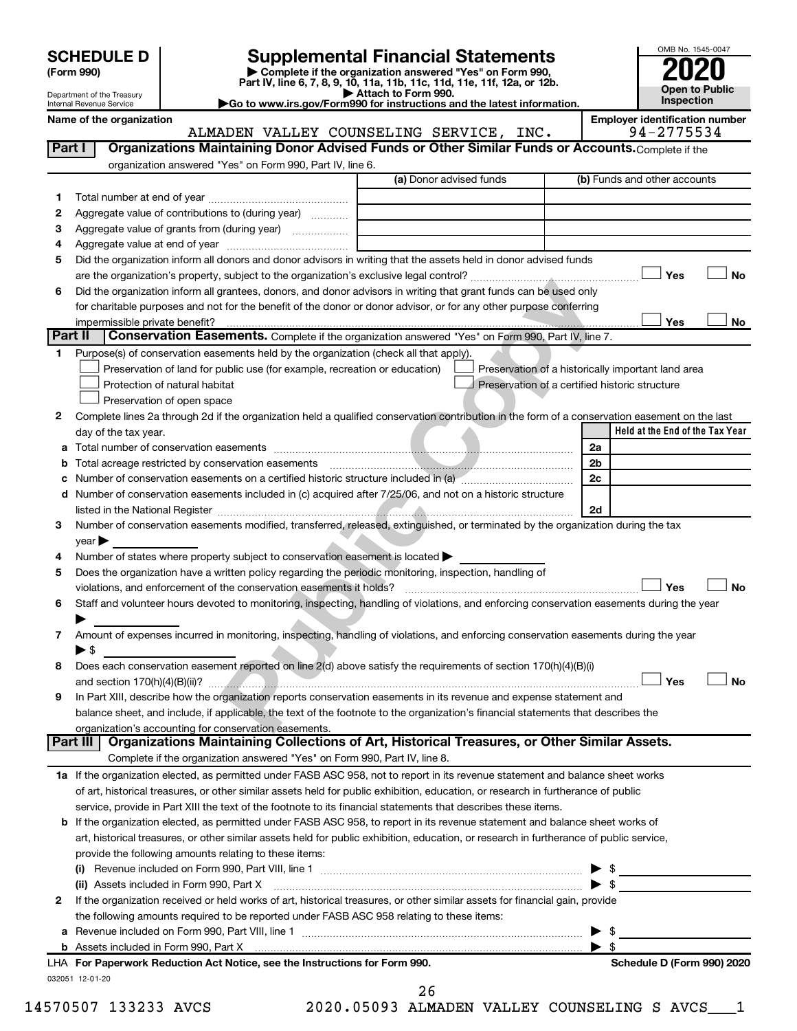# SCHEDULE D (Form 990)

Department of the Treasury
Internal Revenue Service

## Supplemental Financial Statements

▶ Complete if the organization answered "Yes" on Form 990, Part IV, line 6, 7, 8, 9, 10, 11a, 11b, 11c, 11d, 11e, 11f, 12a, or 12b.
▶ Attach to Form 990.
▶Go to www.irs.gov/Form990 for instructions and the latest information.

OMB No. 1545-0047

**2020**

**Open to Public Inspection**

**Name of the organization:** ALMADEN VALLEY COUNSELING SERVICE, INC.

**Employer identification number:** 94-2775534

### Part I — Organizations Maintaining Donor Advised Funds or Other Similar Funds or Accounts.
Complete if the organization answered "Yes" on Form 990, Part IV, line 6.

| | | (a) Donor advised funds | (b) Funds and other accounts |
|---|---|---|---|
| 1 | Total number at end of year | | |
| 2 | Aggregate value of contributions to (during year) | | |
| 3 | Aggregate value of grants from (during year) | | |
| 4 | Aggregate value at end of year | | |

5 Did the organization inform all donors and donor advisors in writing that the assets held in donor advised funds are the organization's property, subject to the organization's exclusive legal control? ☐ Yes ☐ No

6 Did the organization inform all grantees, donors, and donor advisors in writing that grant funds can be used only for charitable purposes and not for the benefit of the donor or donor advisor, or for any other purpose conferring impermissible private benefit? ☐ Yes ☐ No

### Part II — Conservation Easements.
Complete if the organization answered "Yes" on Form 990, Part IV, line 7.

1 Purpose(s) of conservation easements held by the organization (check all that apply).

- ☐ Preservation of land for public use (for example, recreation or education)
- ☐ Protection of natural habitat
- ☐ Preservation of open space
- ☐ Preservation of a historically important land area
- ☐ Preservation of a certified historic structure

2 Complete lines 2a through 2d if the organization held a qualified conservation contribution in the form of a conservation easement on the last day of the tax year.

| | | | Held at the End of the Tax Year |
|---|---|---|---|
| a | Total number of conservation easements | 2a | |
| b | Total acreage restricted by conservation easements | 2b | |
| c | Number of conservation easements on a certified historic structure included in (a) | 2c | |
| d | Number of conservation easements included in (c) acquired after 7/25/06, and not on a historic structure listed in the National Register | 2d | |

3 Number of conservation easements modified, transferred, released, extinguished, or terminated by the organization during the tax year ▶

4 Number of states where property subject to conservation easement is located ▶

5 Does the organization have a written policy regarding the periodic monitoring, inspection, handling of violations, and enforcement of the conservation easements it holds? ☐ Yes ☐ No

6 Staff and volunteer hours devoted to monitoring, inspecting, handling of violations, and enforcing conservation easements during the year ▶

7 Amount of expenses incurred in monitoring, inspecting, handling of violations, and enforcing conservation easements during the year ▶ $

8 Does each conservation easement reported on line 2(d) above satisfy the requirements of section 170(h)(4)(B)(i) and section 170(h)(4)(B)(ii)? ☐ Yes ☐ No

9 In Part XIII, describe how the organization reports conservation easements in its revenue and expense statement and balance sheet, and include, if applicable, the text of the footnote to the organization's financial statements that describes the organization's accounting for conservation easements.

### Part III — Organizations Maintaining Collections of Art, Historical Treasures, or Other Similar Assets.
Complete if the organization answered "Yes" on Form 990, Part IV, line 8.

1a If the organization elected, as permitted under FASB ASC 958, not to report in its revenue statement and balance sheet works of art, historical treasures, or other similar assets held for public exhibition, education, or research in furtherance of public service, provide in Part XIII the text of the footnote to its financial statements that describes these items.

b If the organization elected, as permitted under FASB ASC 958, to report in its revenue statement and balance sheet works of art, historical treasures, or other similar assets held for public exhibition, education, or research in furtherance of public service, provide the following amounts relating to these items:

(i) Revenue included on Form 990, Part VIII, line 1 ▶ $

(ii) Assets included in Form 990, Part X ▶ $

2 If the organization received or held works of art, historical treasures, or other similar assets for financial gain, provide the following amounts required to be reported under FASB ASC 958 relating to these items:

a Revenue included on Form 990, Part VIII, line 1 ▶ $

b Assets included in Form 990, Part X ▶ $

LHA For Paperwork Reduction Act Notice, see the Instructions for Form 990. Schedule D (Form 990) 2020

032051 12-01-20

14570507 133233 AVCS 2020.05093 ALMADEN VALLEY COUNSELING S AVCS___1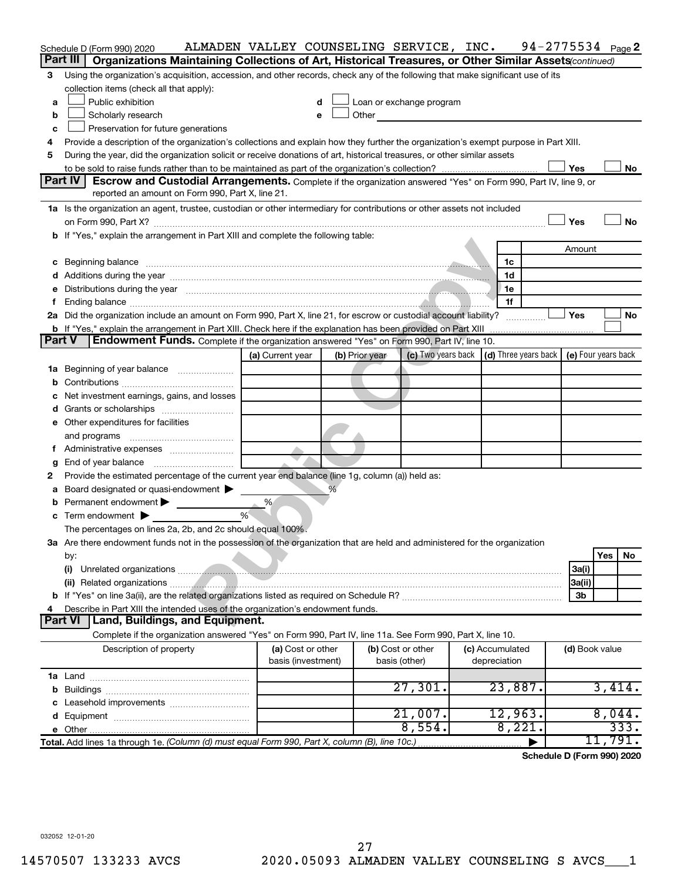Schedule D (Form 990) 2020 ALMADEN VALLEY COUNSELING SERVICE, INC. 94-2775534 Page 2

**Part III** **Organizations Maintaining Collections of Art, Historical Treasures, or Other Similar Assets** *(continued)*

3 Using the organization's acquisition, accession, and other records, check any of the following that make significant use of its collection items (check all that apply):

a ☐ Public exhibition
b ☐ Scholarly research
c ☐ Preservation for future generations
d ☐ Loan or exchange program
e ☐ Other

4 Provide a description of the organization's collections and explain how they further the organization's exempt purpose in Part XIII.

5 During the year, did the organization solicit or receive donations of art, historical treasures, or other similar assets to be sold to raise funds rather than to be maintained as part of the organization's collection? ☐ Yes ☐ No

**Part IV** **Escrow and Custodial Arrangements.** Complete if the organization answered "Yes" on Form 990, Part IV, line 9, or reported an amount on Form 990, Part X, line 21.

1a Is the organization an agent, trustee, custodian or other intermediary for contributions or other assets not included on Form 990, Part X? ☐ Yes ☐ No

b If "Yes," explain the arrangement in Part XIII and complete the following table:

| | | Amount |
|---|---|---|
| c Beginning balance | 1c | |
| d Additions during the year | 1d | |
| e Distributions during the year | 1e | |
| f Ending balance | 1f | |

2a Did the organization include an amount on Form 990, Part X, line 21, for escrow or custodial account liability? ☐ Yes ☐ No

b If "Yes," explain the arrangement in Part XIII. Check here if the explanation has been provided on Part XIII ☐

**Part V** **Endowment Funds.** Complete if the organization answered "Yes" on Form 990, Part IV, line 10.

| | (a) Current year | (b) Prior year | (c) Two years back | (d) Three years back | (e) Four years back |
|---|---|---|---|---|---|
| 1a Beginning of year balance | | | | | |
| b Contributions | | | | | |
| c Net investment earnings, gains, and losses | | | | | |
| d Grants or scholarships | | | | | |
| e Other expenditures for facilities and programs | | | | | |
| f Administrative expenses | | | | | |
| g End of year balance | | | | | |

2 Provide the estimated percentage of the current year end balance (line 1g, column (a)) held as:

a Board designated or quasi-endowment ▶ %

b Permanent endowment ▶ %

c Term endowment ▶ %

The percentages on lines 2a, 2b, and 2c should equal 100%.

3a Are there endowment funds not in the possession of the organization that are held and administered for the organization by:

| | | Yes | No |
|---|---|---|---|
| (i) Unrelated organizations | 3a(i) | | |
| (ii) Related organizations | 3a(ii) | | |
| b If "Yes" on line 3a(ii), are the related organizations listed as required on Schedule R? | 3b | | |

4 Describe in Part XIII the intended uses of the organization's endowment funds.

**Part VI** **Land, Buildings, and Equipment.**

Complete if the organization answered "Yes" on Form 990, Part IV, line 11a. See Form 990, Part X, line 10.

| Description of property | (a) Cost or other basis (investment) | (b) Cost or other basis (other) | (c) Accumulated depreciation | (d) Book value |
|---|---|---|---|---|
| 1a Land | | | | |
| b Buildings | | 27,301. | 23,887. | 3,414. |
| c Leasehold improvements | | | | |
| d Equipment | | 21,007. | 12,963. | 8,044. |
| e Other | | 8,554. | 8,221. | 333. |
| **Total.** Add lines 1a through 1e. *(Column (d) must equal Form 990, Part X, column (B), line 10c.)* | | | ▶ | 11,791. |

**Schedule D (Form 990) 2020**

032052 12-01-20

14570507 133233 AVCS 2020.05093 ALMADEN VALLEY COUNSELING S AVCS___1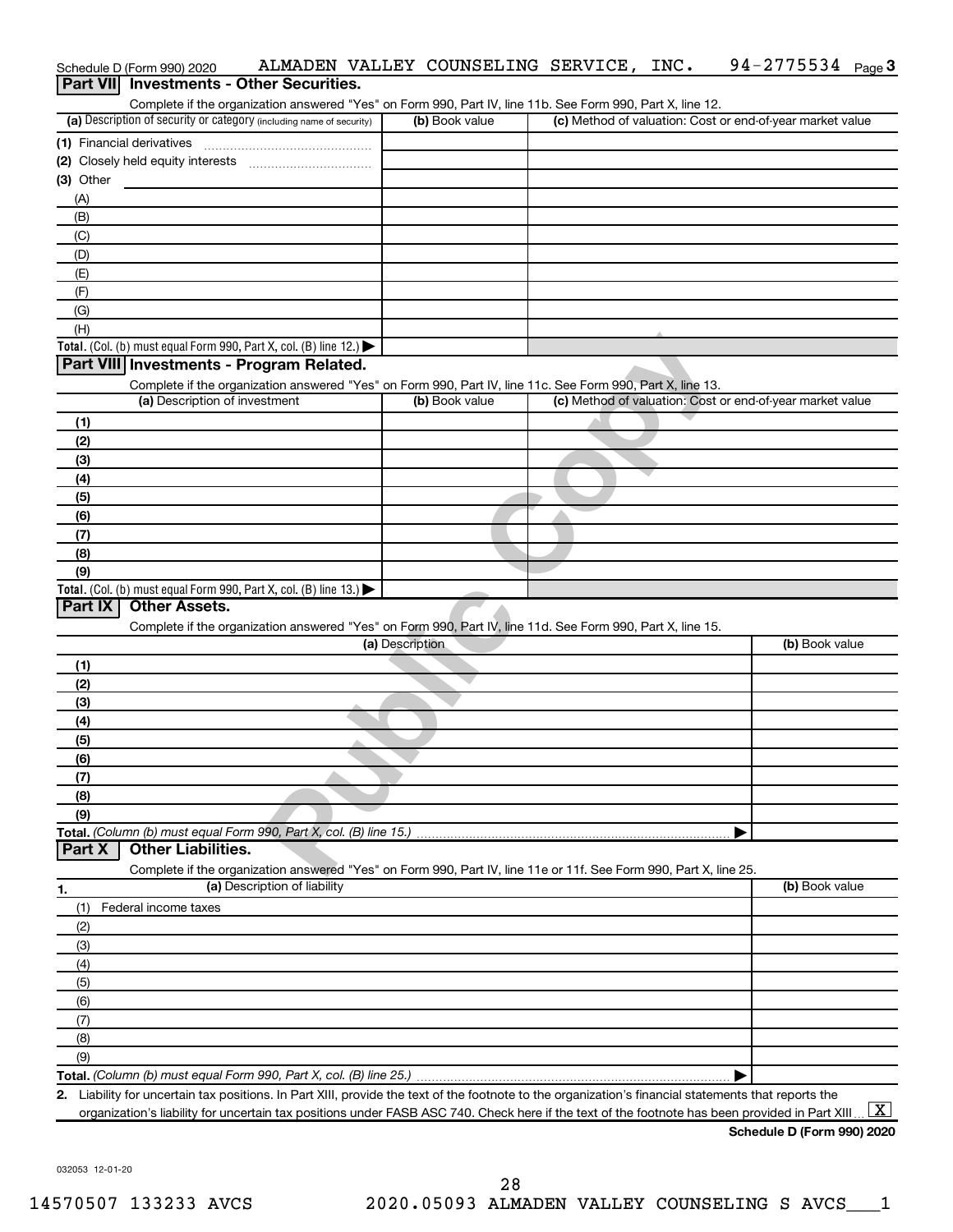Schedule D (Form 990) 2020 ALMADEN VALLEY COUNSELING SERVICE, INC. 94-2775534 Page 3

## Part VII Investments - Other Securities.

Complete if the organization answered "Yes" on Form 990, Part IV, line 11b. See Form 990, Part X, line 12.

| (a) Description of security or category (including name of security) | (b) Book value | (c) Method of valuation: Cost or end-of-year market value |
|---|---|---|
| (1) Financial derivatives | | |
| (2) Closely held equity interests | | |
| (3) Other | | |
| (A) | | |
| (B) | | |
| (C) | | |
| (D) | | |
| (E) | | |
| (F) | | |
| (G) | | |
| (H) | | |
| **Total.** (Col. (b) must equal Form 990, Part X, col. (B) line 12.) | | |

## Part VIII Investments - Program Related.

Complete if the organization answered "Yes" on Form 990, Part IV, line 11c. See Form 990, Part X, line 13.

| (a) Description of investment | (b) Book value | (c) Method of valuation: Cost or end-of-year market value |
|---|---|---|
| (1) | | |
| (2) | | |
| (3) | | |
| (4) | | |
| (5) | | |
| (6) | | |
| (7) | | |
| (8) | | |
| (9) | | |
| **Total.** (Col. (b) must equal Form 990, Part X, col. (B) line 13.) | | |

## Part IX Other Assets.

Complete if the organization answered "Yes" on Form 990, Part IV, line 11d. See Form 990, Part X, line 15.

| (a) Description | (b) Book value |
|---|---|
| (1) | |
| (2) | |
| (3) | |
| (4) | |
| (5) | |
| (6) | |
| (7) | |
| (8) | |
| (9) | |
| **Total.** *(Column (b) must equal Form 990, Part X, col. (B) line 15.)* | |

## Part X Other Liabilities.

Complete if the organization answered "Yes" on Form 990, Part IV, line 11e or 11f. See Form 990, Part X, line 25.

| 1. (a) Description of liability | (b) Book value |
|---|---|
| (1) Federal income taxes | |
| (2) | |
| (3) | |
| (4) | |
| (5) | |
| (6) | |
| (7) | |
| (8) | |
| (9) | |
| **Total.** *(Column (b) must equal Form 990, Part X, col. (B) line 25.)* | |

**2.** Liability for uncertain tax positions. In Part XIII, provide the text of the footnote to the organization's financial statements that reports the organization's liability for uncertain tax positions under FASB ASC 740. Check here if the text of the footnote has been provided in Part XIII [X]

**Schedule D (Form 990) 2020**

032053 12-01-20

14570507 133233 AVCS 2020.05093 ALMADEN VALLEY COUNSELING S AVCS___1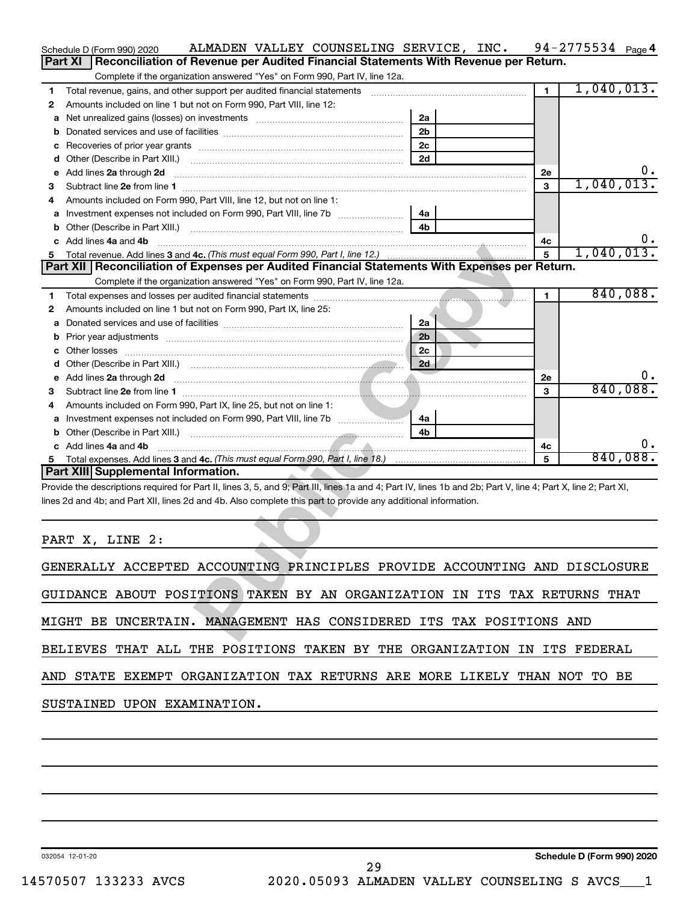Schedule D (Form 990) 2020 ALMADEN VALLEY COUNSELING SERVICE, INC. 94-2775534 Page 4

## Part XI Reconciliation of Revenue per Audited Financial Statements With Revenue per Return.

Complete if the organization answered "Yes" on Form 990, Part IV, line 12a.

| | | | | | |
|---|---|---|---|---|---|
| 1 | Total revenue, gains, and other support per audited financial statements | | | 1 | 1,040,013. |
| 2 | Amounts included on line 1 but not on Form 990, Part VIII, line 12: | | | | |
| a | Net unrealized gains (losses) on investments | 2a | | | |
| b | Donated services and use of facilities | 2b | | | |
| c | Recoveries of prior year grants | 2c | | | |
| d | Other (Describe in Part XIII.) | 2d | | | |
| e | Add lines 2a through 2d | | | 2e | 0. |
| 3 | Subtract line 2e from line 1 | | | 3 | 1,040,013. |
| 4 | Amounts included on Form 990, Part VIII, line 12, but not on line 1: | | | | |
| a | Investment expenses not included on Form 990, Part VIII, line 7b | 4a | | | |
| b | Other (Describe in Part XIII.) | 4b | | | |
| c | Add lines 4a and 4b | | | 4c | 0. |
| 5 | Total revenue. Add lines 3 and 4c. *(This must equal Form 990, Part I, line 12.)* | | | 5 | 1,040,013. |

## Part XII Reconciliation of Expenses per Audited Financial Statements With Expenses per Return.

Complete if the organization answered "Yes" on Form 990, Part IV, line 12a.

| | | | | | |
|---|---|---|---|---|---|
| 1 | Total expenses and losses per audited financial statements | | | 1 | 840,088. |
| 2 | Amounts included on line 1 but not on Form 990, Part IX, line 25: | | | | |
| a | Donated services and use of facilities | 2a | | | |
| b | Prior year adjustments | 2b | | | |
| c | Other losses | 2c | | | |
| d | Other (Describe in Part XIII.) | 2d | | | |
| e | Add lines 2a through 2d | | | 2e | 0. |
| 3 | Subtract line 2e from line 1 | | | 3 | 840,088. |
| 4 | Amounts included on Form 990, Part IX, line 25, but not on line 1: | | | | |
| a | Investment expenses not included on Form 990, Part VIII, line 7b | 4a | | | |
| b | Other (Describe in Part XIII.) | 4b | | | |
| c | Add lines 4a and 4b | | | 4c | 0. |
| 5 | Total expenses. Add lines 3 and 4c. *(This must equal Form 990, Part I, line 18.)* | | | 5 | 840,088. |

## Part XIII Supplemental Information.

Provide the descriptions required for Part II, lines 3, 5, and 9; Part III, lines 1a and 4; Part IV, lines 1b and 2b; Part V, line 4; Part X, line 2; Part XI, lines 2d and 4b; and Part XII, lines 2d and 4b. Also complete this part to provide any additional information.

PART X, LINE 2:

GENERALLY ACCEPTED ACCOUNTING PRINCIPLES PROVIDE ACCOUNTING AND DISCLOSURE GUIDANCE ABOUT POSITIONS TAKEN BY AN ORGANIZATION IN ITS TAX RETURNS THAT MIGHT BE UNCERTAIN. MANAGEMENT HAS CONSIDERED ITS TAX POSITIONS AND BELIEVES THAT ALL THE POSITIONS TAKEN BY THE ORGANIZATION IN ITS FEDERAL AND STATE EXEMPT ORGANIZATION TAX RETURNS ARE MORE LIKELY THAN NOT TO BE SUSTAINED UPON EXAMINATION.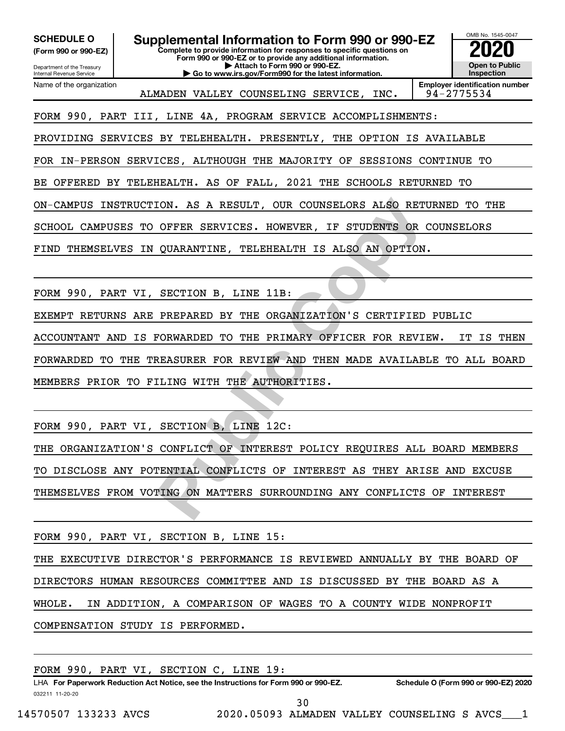**SCHEDULE O** **(Form 990 or 990-EZ)**

Department of the Treasury
Internal Revenue Service

# Supplemental Information to Form 990 or 990-EZ

**Complete to provide information for responses to specific questions on Form 990 or 990-EZ or to provide any additional information.**
**▶ Attach to Form 990 or 990-EZ.**
**▶ Go to www.irs.gov/Form990 for the latest information.**

OMB No. 1545-0047
**2020**
**Open to Public Inspection**

| Name of the organization | Employer identification number |
|---|---|
| ALMADEN VALLEY COUNSELING SERVICE, INC. | 94-2775534 |

FORM 990, PART III, LINE 4A, PROGRAM SERVICE ACCOMPLISHMENTS:

PROVIDING SERVICES BY TELEHEALTH. PRESENTLY, THE OPTION IS AVAILABLE FOR IN-PERSON SERVICES, ALTHOUGH THE MAJORITY OF SESSIONS CONTINUE TO BE OFFERED BY TELEHEALTH. AS OF FALL, 2021 THE SCHOOLS RETURNED TO ON-CAMPUS INSTRUCTION. AS A RESULT, OUR COUNSELORS ALSO RETURNED TO THE SCHOOL CAMPUSES TO OFFER SERVICES. HOWEVER, IF STUDENTS OR COUNSELORS FIND THEMSELVES IN QUARANTINE, TELEHEALTH IS ALSO AN OPTION.

FORM 990, PART VI, SECTION B, LINE 11B:

EXEMPT RETURNS ARE PREPARED BY THE ORGANIZATION'S CERTIFIED PUBLIC ACCOUNTANT AND IS FORWARDED TO THE PRIMARY OFFICER FOR REVIEW. IT IS THEN FORWARDED TO THE TREASURER FOR REVIEW AND THEN MADE AVAILABLE TO ALL BOARD MEMBERS PRIOR TO FILING WITH THE AUTHORITIES.

FORM 990, PART VI, SECTION B, LINE 12C:

THE ORGANIZATION'S CONFLICT OF INTEREST POLICY REQUIRES ALL BOARD MEMBERS TO DISCLOSE ANY POTENTIAL CONFLICTS OF INTEREST AS THEY ARISE AND EXCUSE THEMSELVES FROM VOTING ON MATTERS SURROUNDING ANY CONFLICTS OF INTEREST

FORM 990, PART VI, SECTION B, LINE 15:

THE EXECUTIVE DIRECTOR'S PERFORMANCE IS REVIEWED ANNUALLY BY THE BOARD OF DIRECTORS HUMAN RESOURCES COMMITTEE AND IS DISCUSSED BY THE BOARD AS A WHOLE. IN ADDITION, A COMPARISON OF WAGES TO A COUNTY WIDE NONPROFIT COMPENSATION STUDY IS PERFORMED.

FORM 990, PART VI, SECTION C, LINE 19:

LHA **For Paperwork Reduction Act Notice, see the Instructions for Form 990 or 990-EZ.** **Schedule O (Form 990 or 990-EZ) 2020**
032211 11-20-20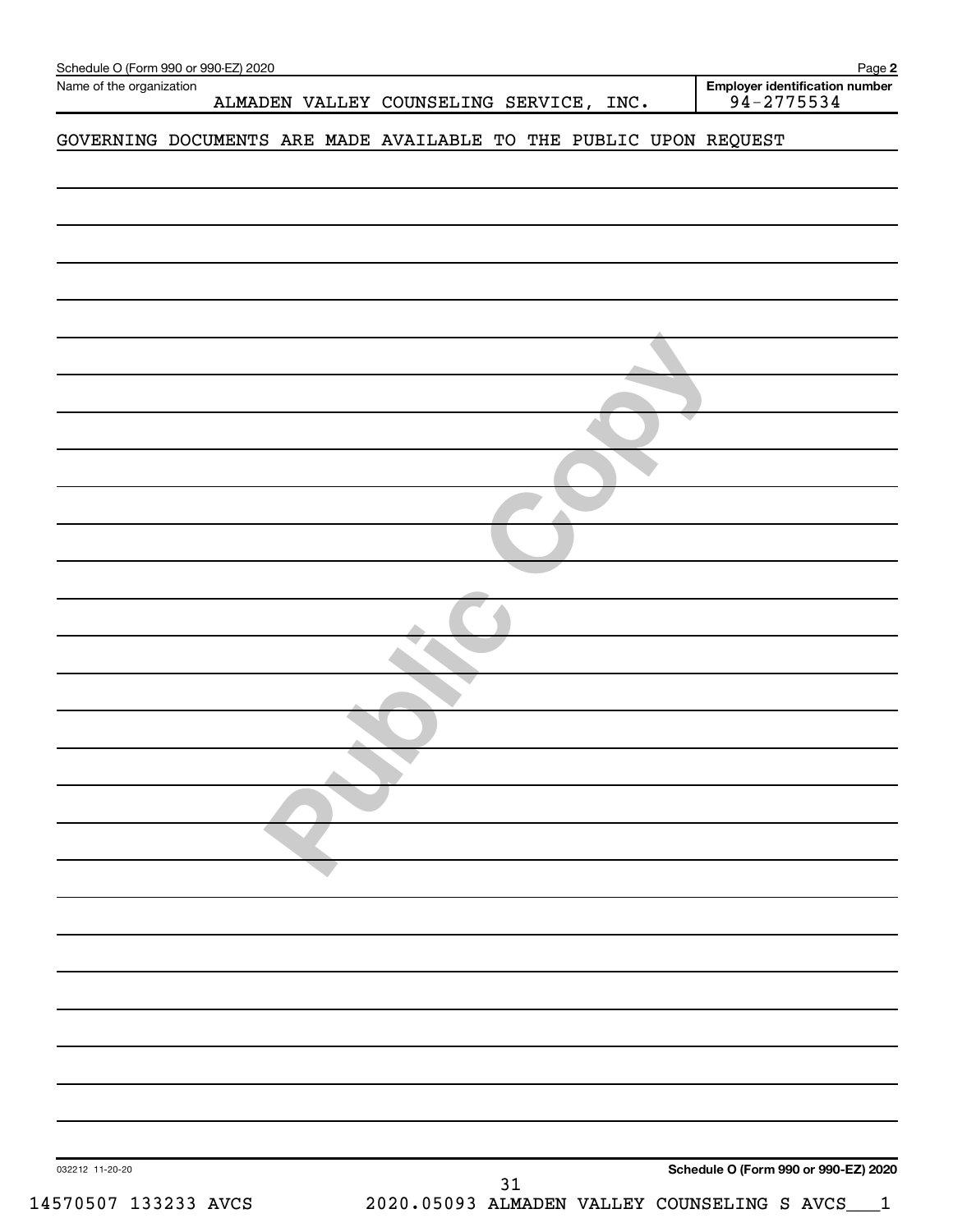Name of the organization: ALMADEN VALLEY COUNSELING SERVICE, INC.

Employer identification number: 94-2775534

GOVERNING DOCUMENTS ARE MADE AVAILABLE TO THE PUBLIC UPON REQUEST